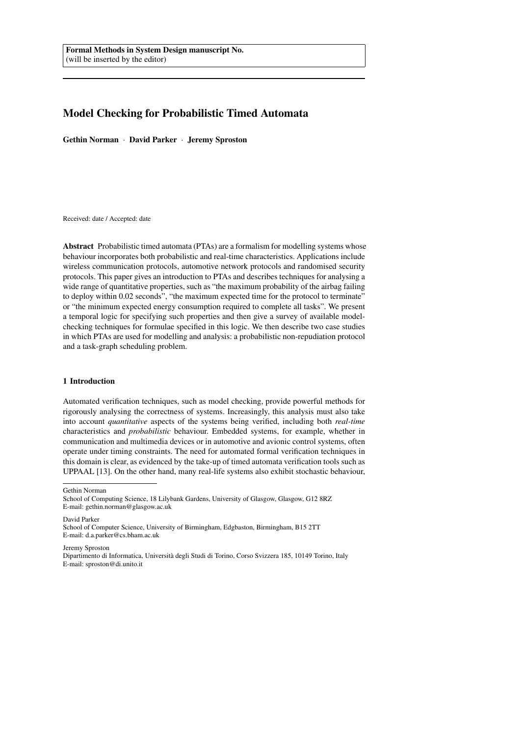**Formal Methods in System Design manuscript No.**
(will be inserted by the editor)

# Model Checking for Probabilistic Timed Automata

**Gethin Norman** · **David Parker** · **Jeremy Sproston**

Received: date / Accepted: date

**Abstract** Probabilistic timed automata (PTAs) are a formalism for modelling systems whose behaviour incorporates both probabilistic and real-time characteristics. Applications include wireless communication protocols, automotive network protocols and randomised security protocols. This paper gives an introduction to PTAs and describes techniques for analysing a wide range of quantitative properties, such as "the maximum probability of the airbag failing to deploy within 0.02 seconds", "the maximum expected time for the protocol to terminate" or "the minimum expected energy consumption required to complete all tasks". We present a temporal logic for specifying such properties and then give a survey of available model-checking techniques for formulae specified in this logic. We then describe two case studies in which PTAs are used for modelling and analysis: a probabilistic non-repudiation protocol and a task-graph scheduling problem.

## 1 Introduction

Automated verification techniques, such as model checking, provide powerful methods for rigorously analysing the correctness of systems. Increasingly, this analysis must also take into account *quantitative* aspects of the systems being verified, including both *real-time* characteristics and *probabilistic* behaviour. Embedded systems, for example, whether in communication and multimedia devices or in automotive and avionic control systems, often operate under timing constraints. The need for automated formal verification techniques in this domain is clear, as evidenced by the take-up of timed automata verification tools such as UPPAAL [13]. On the other hand, many real-life systems also exhibit stochastic behaviour,

---

Gethin Norman
School of Computing Science, 18 Lilybank Gardens, University of Glasgow, Glasgow, G12 8RZ
E-mail: gethin.norman@glasgow.ac.uk

David Parker
School of Computer Science, University of Birmingham, Edgbaston, Birmingham, B15 2TT
E-mail: d.a.parker@cs.bham.ac.uk

Jeremy Sproston
Dipartimento di Informatica, Università degli Studi di Torino, Corso Svizzera 185, 10149 Torino, Italy
E-mail: sproston@di.unito.it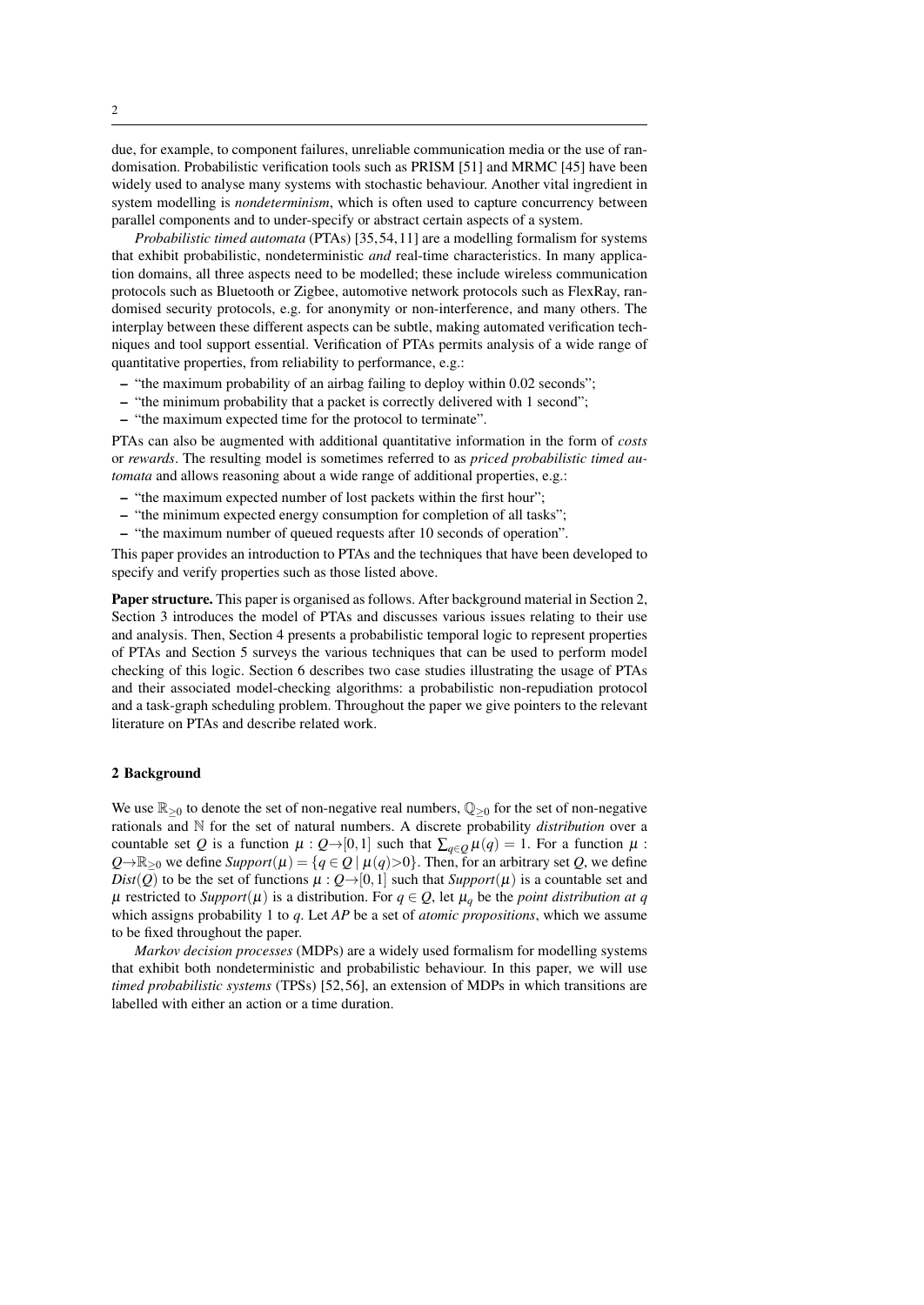due, for example, to component failures, unreliable communication media or the use of randomisation. Probabilistic verification tools such as PRISM [51] and MRMC [45] have been widely used to analyse many systems with stochastic behaviour. Another vital ingredient in system modelling is *nondeterminism*, which is often used to capture concurrency between parallel components and to under-specify or abstract certain aspects of a system.

*Probabilistic timed automata* (PTAs) [35,54,11] are a modelling formalism for systems that exhibit probabilistic, nondeterministic *and* real-time characteristics. In many application domains, all three aspects need to be modelled; these include wireless communication protocols such as Bluetooth or Zigbee, automotive network protocols such as FlexRay, randomised security protocols, e.g. for anonymity or non-interference, and many others. The interplay between these different aspects can be subtle, making automated verification techniques and tool support essential. Verification of PTAs permits analysis of a wide range of quantitative properties, from reliability to performance, e.g.:

- "the maximum probability of an airbag failing to deploy within 0.02 seconds";
- "the minimum probability that a packet is correctly delivered with 1 second";
- "the maximum expected time for the protocol to terminate".

PTAs can also be augmented with additional quantitative information in the form of *costs* or *rewards*. The resulting model is sometimes referred to as *priced probabilistic timed automata* and allows reasoning about a wide range of additional properties, e.g.:

- "the maximum expected number of lost packets within the first hour";
- "the minimum expected energy consumption for completion of all tasks";
- "the maximum number of queued requests after 10 seconds of operation".

This paper provides an introduction to PTAs and the techniques that have been developed to specify and verify properties such as those listed above.

**Paper structure.** This paper is organised as follows. After background material in Section 2, Section 3 introduces the model of PTAs and discusses various issues relating to their use and analysis. Then, Section 4 presents a probabilistic temporal logic to represent properties of PTAs and Section 5 surveys the various techniques that can be used to perform model checking of this logic. Section 6 describes two case studies illustrating the usage of PTAs and their associated model-checking algorithms: a probabilistic non-repudiation protocol and a task-graph scheduling problem. Throughout the paper we give pointers to the relevant literature on PTAs and describe related work.

## 2 Background

We use $\mathbb{R}_{\geq 0}$ to denote the set of non-negative real numbers, $\mathbb{Q}_{\geq 0}$ for the set of non-negative rationals and $\mathbb{N}$ for the set of natural numbers. A discrete probability *distribution* over a countable set $Q$ is a function $\mu : Q \rightarrow [0,1]$ such that $\sum_{q \in Q} \mu(q) = 1$. For a function $\mu : Q \rightarrow \mathbb{R}_{\geq 0}$ we define $\mathit{Support}(\mu) = \{q \in Q \mid \mu(q) > 0\}$. Then, for an arbitrary set $Q$, we define $\mathit{Dist}(Q)$ to be the set of functions $\mu : Q \rightarrow [0,1]$ such that $\mathit{Support}(\mu)$ is a countable set and $\mu$ restricted to $\mathit{Support}(\mu)$ is a distribution. For $q \in Q$, let $\mu_q$ be the *point distribution at q* which assigns probability 1 to $q$. Let $AP$ be a set of *atomic propositions*, which we assume to be fixed throughout the paper.

*Markov decision processes* (MDPs) are a widely used formalism for modelling systems that exhibit both nondeterministic and probabilistic behaviour. In this paper, we will use *timed probabilistic systems* (TPSs) [52,56], an extension of MDPs in which transitions are labelled with either an action or a time duration.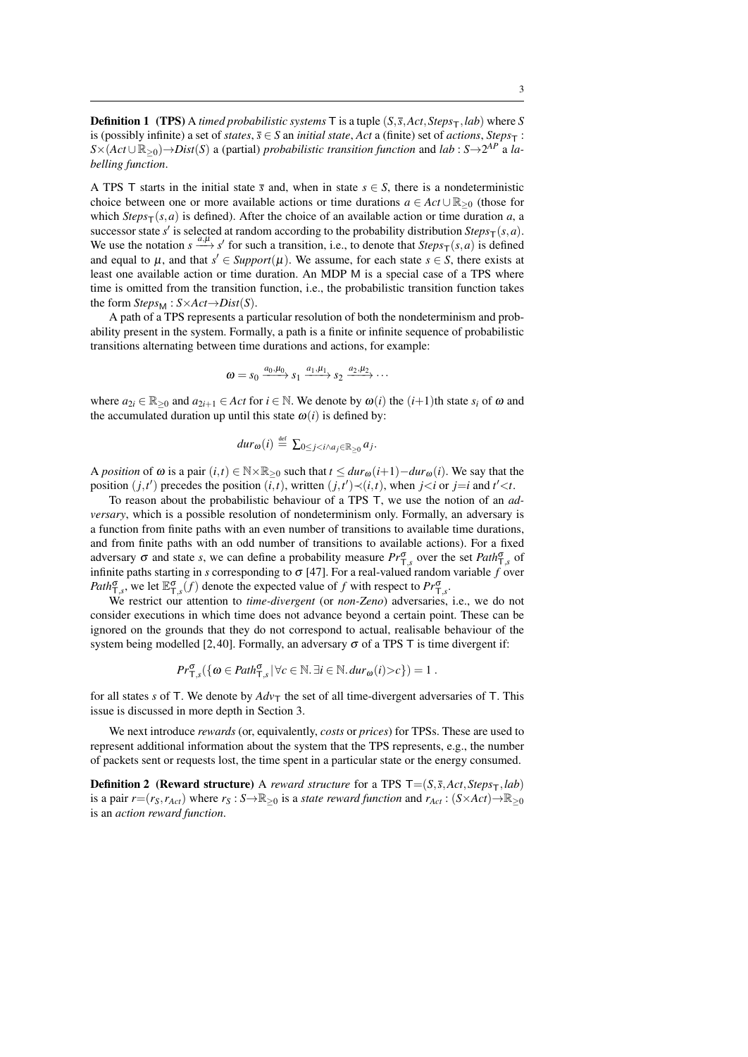**Definition 1 (TPS)** A *timed probabilistic systems* $\mathsf{T}$ is a tuple $(S, \bar{s}, Act, Steps_{\mathsf{T}}, lab)$ where $S$ is (possibly infinite) a set of *states*, $\bar{s} \in S$ an *initial state*, $Act$ a (finite) set of *actions*, $Steps_{\mathsf{T}} : S \times (Act \cup \mathbb{R}_{\geq 0}) \rightarrow Dist(S)$ a (partial) *probabilistic transition function* and $lab : S \rightarrow 2^{AP}$ a *labelling function*.

A TPS $\mathsf{T}$ starts in the initial state $\bar{s}$ and, when in state $s \in S$, there is a nondeterministic choice between one or more available actions or time durations $a \in Act \cup \mathbb{R}_{\geq 0}$ (those for which $Steps_{\mathsf{T}}(s,a)$ is defined). After the choice of an available action or time duration $a$, a successor state $s'$ is selected at random according to the probability distribution $Steps_{\mathsf{T}}(s,a)$. We use the notation $s \xrightarrow{a,\mu} s'$ for such a transition, i.e., to denote that $Steps_{\mathsf{T}}(s,a)$ is defined and equal to $\mu$, and that $s' \in Support(\mu)$. We assume, for each state $s \in S$, there exists at least one available action or time duration. An MDP $\mathsf{M}$ is a special case of a TPS where time is omitted from the transition function, i.e., the probabilistic transition function takes the form $Steps_{\mathsf{M}} : S \times Act \rightarrow Dist(S)$.

A path of a TPS represents a particular resolution of both the nondeterminism and probability present in the system. Formally, a path is a finite or infinite sequence of probabilistic transitions alternating between time durations and actions, for example:

$$\omega = s_0 \xrightarrow{a_0,\mu_0} s_1 \xrightarrow{a_1,\mu_1} s_2 \xrightarrow{a_2,\mu_2} \cdots$$

where $a_{2i} \in \mathbb{R}_{\geq 0}$ and $a_{2i+1} \in Act$ for $i \in \mathbb{N}$. We denote by $\omega(i)$ the $(i{+}1)$th state $s_i$ of $\omega$ and the accumulated duration up until this state $\omega(i)$ is defined by:

$$dur_{\omega}(i) \stackrel{\text{def}}{=} \textstyle\sum_{0 \leq j < i \wedge a_j \in \mathbb{R}_{\geq 0}} a_j.$$

A *position* of $\omega$ is a pair $(i,t) \in \mathbb{N} \times \mathbb{R}_{\geq 0}$ such that $t \leq dur_{\omega}(i{+}1) - dur_{\omega}(i)$. We say that the position $(j,t')$ precedes the position $(i,t)$, written $(j,t') \prec (i,t)$, when $j<i$ or $j=i$ and $t'<t$.

To reason about the probabilistic behaviour of a TPS $\mathsf{T}$, we use the notion of an *adversary*, which is a possible resolution of nondeterminism only. Formally, an adversary is a function from finite paths with an even number of transitions to available time durations, and from finite paths with an odd number of transitions to available actions). For a fixed adversary $\sigma$ and state $s$, we can define a probability measure $Pr^{\sigma}_{\mathsf{T},s}$ over the set $Path^{\sigma}_{\mathsf{T},s}$ of infinite paths starting in $s$ corresponding to $\sigma$ [47]. For a real-valued random variable $f$ over $Path^{\sigma}_{\mathsf{T},s}$, we let $\mathbb{E}^{\sigma}_{\mathsf{T},s}(f)$ denote the expected value of $f$ with respect to $Pr^{\sigma}_{\mathsf{T},s}$.

We restrict our attention to *time-divergent* (or *non-Zeno*) adversaries, i.e., we do not consider executions in which time does not advance beyond a certain point. These can be ignored on the grounds that they do not correspond to actual, realisable behaviour of the system being modelled [2,40]. Formally, an adversary $\sigma$ of a TPS $\mathsf{T}$ is time divergent if:

$$Pr^{\sigma}_{\mathsf{T},s}(\{\omega \in Path^{\sigma}_{\mathsf{T},s} \mid \forall c \in \mathbb{N}. \exists i \in \mathbb{N}. dur_{\omega}(i) > c\}) = 1 .$$

for all states $s$ of $\mathsf{T}$. We denote by $Adv_{\mathsf{T}}$ the set of all time-divergent adversaries of $\mathsf{T}$. This issue is discussed in more depth in Section 3.

We next introduce *rewards* (or, equivalently, *costs* or *prices*) for TPSs. These are used to represent additional information about the system that the TPS represents, e.g., the number of packets sent or requests lost, the time spent in a particular state or the energy consumed.

**Definition 2 (Reward structure)** A *reward structure* for a TPS $\mathsf{T} = (S, \bar{s}, Act, Steps_{\mathsf{T}}, lab)$ is a pair $r = (r_S, r_{Act})$ where $r_S : S \rightarrow \mathbb{R}_{\geq 0}$ is a *state reward function* and $r_{Act} : (S \times Act) \rightarrow \mathbb{R}_{\geq 0}$ is an *action reward function*.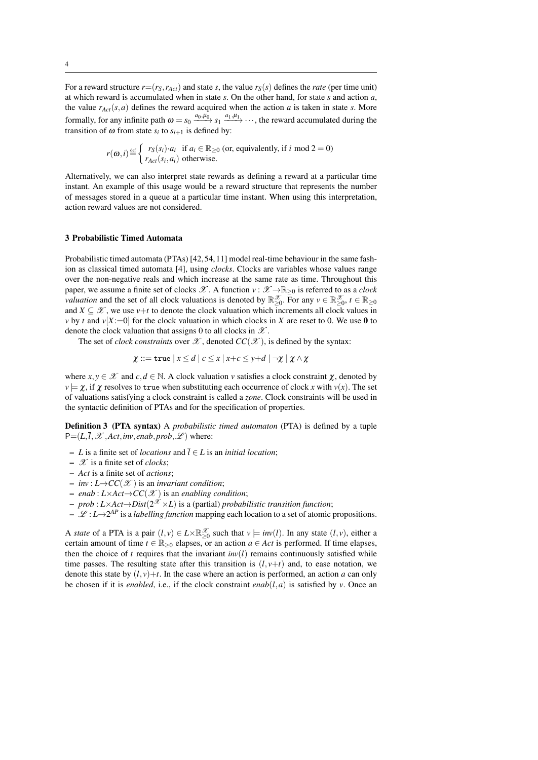For a reward structure $r{=}(r_S, r_{Act})$ and state $s$, the value $r_S(s)$ defines the *rate* (per time unit) at which reward is accumulated when in state $s$. On the other hand, for state $s$ and action $a$, the value $r_{Act}(s,a)$ defines the reward acquired when the action $a$ is taken in state $s$. More formally, for any infinite path $\omega = s_0 \xrightarrow{a_0,\mu_0} s_1 \xrightarrow{a_1,\mu_1} \cdots$, the reward accumulated during the transition of $\omega$ from state $s_i$ to $s_{i+1}$ is defined by:

$$r(\omega,i) \stackrel{\text{def}}{=} \begin{cases} r_S(s_i){\cdot}a_i & \text{if } a_i \in \mathbb{R}_{\geq 0} \text{ (or, equivalently, if } i \bmod 2 = 0) \\ r_{Act}(s_i,a_i) & \text{otherwise.} \end{cases}$$

Alternatively, we can also interpret state rewards as defining a reward at a particular time instant. An example of this usage would be a reward structure that represents the number of messages stored in a queue at a particular time instant. When using this interpretation, action reward values are not considered.

## 3 Probabilistic Timed Automata

Probabilistic timed automata (PTAs) [42, 54, 11] model real-time behaviour in the same fashion as classical timed automata [4], using *clocks*. Clocks are variables whose values range over the non-negative reals and which increase at the same rate as time. Throughout this paper, we assume a finite set of clocks $\mathscr{X}$. A function $v : \mathscr{X} \to \mathbb{R}_{\geq 0}$ is referred to as a *clock valuation* and the set of all clock valuations is denoted by $\mathbb{R}^{\mathscr{X}}_{\geq 0}$. For any $v \in \mathbb{R}^{\mathscr{X}}_{\geq 0}$, $t \in \mathbb{R}_{\geq 0}$ and $X \subseteq \mathscr{X}$, we use $v{+}t$ to denote the clock valuation which increments all clock values in $v$ by $t$ and $v[X{:=}0]$ for the clock valuation in which clocks in $X$ are reset to 0. We use $\mathbf{0}$ to denote the clock valuation that assigns 0 to all clocks in $\mathscr{X}$.

The set of *clock constraints* over $\mathscr{X}$, denoted $CC(\mathscr{X})$, is defined by the syntax:

$$\chi ::= \texttt{true} \mid x \leq d \mid c \leq x \mid x{+}c \leq y{+}d \mid \neg\chi \mid \chi \wedge \chi$$

where $x, y \in \mathscr{X}$ and $c, d \in \mathbb{N}$. A clock valuation $v$ satisfies a clock constraint $\chi$, denoted by $v \models \chi$, if $\chi$ resolves to `true` when substituting each occurrence of clock $x$ with $v(x)$. The set of valuations satisfying a clock constraint is called a *zone*. Clock constraints will be used in the syntactic definition of PTAs and for the specification of properties.

**Definition 3 (PTA syntax)** A *probabilistic timed automaton* (PTA) is defined by a tuple $\mathsf{P}{=}(L, \overline{l}, \mathscr{X}, Act, inv, enab, prob, \mathscr{L})$ where:

- $L$ is a finite set of *locations* and $\overline{l} \in L$ is an *initial location*;
- $\mathscr{X}$ is a finite set of *clocks*;
- $Act$ is a finite set of *actions*;
- $inv : L \to CC(\mathscr{X})$ is an *invariant condition*;
- $enab : L \times Act \to CC(\mathscr{X})$ is an *enabling condition*;
- $prob : L \times Act \to Dist(2^{\mathscr{X}} \times L)$ is a (partial) *probabilistic transition function*;
- $\mathscr{L} : L \to 2^{AP}$ is a *labelling function* mapping each location to a set of atomic propositions.

A *state* of a PTA is a pair $(l,v) \in L \times \mathbb{R}^{\mathscr{X}}_{\geq 0}$ such that $v \models inv(l)$. In any state $(l,v)$, either a certain amount of time $t \in \mathbb{R}_{\geq 0}$ elapses, or an action $a \in Act$ is performed. If time elapses, then the choice of $t$ requires that the invariant $inv(l)$ remains continuously satisfied while time passes. The resulting state after this transition is $(l, v{+}t)$ and, to ease notation, we denote this state by $(l,v){+}t$. In the case where an action is performed, an action $a$ can only be chosen if it is *enabled*, i.e., if the clock constraint $enab(l,a)$ is satisfied by $v$. Once an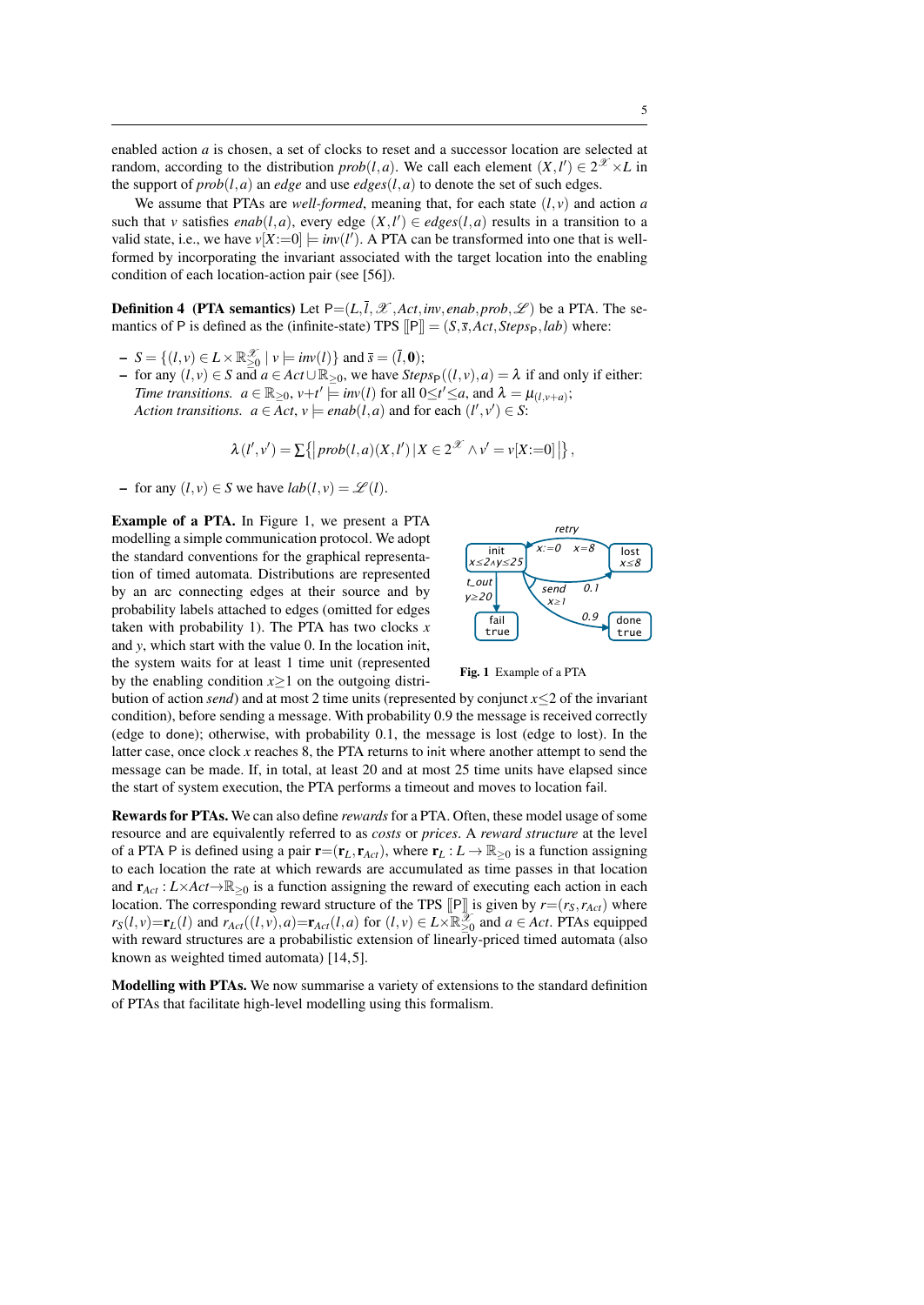enabled action $a$ is chosen, a set of clocks to reset and a successor location are selected at random, according to the distribution $prob(l,a)$. We call each element $(X,l') \in 2^{\mathscr{X}} \times L$ in the support of $prob(l,a)$ an *edge* and use $edges(l,a)$ to denote the set of such edges.

We assume that PTAs are *well-formed*, meaning that, for each state $(l,v)$ and action $a$ such that $v$ satisfies $enab(l,a)$, every edge $(X,l') \in edges(l,a)$ results in a transition to a valid state, i.e., we have $v[X{:=}0] \models inv(l')$. A PTA can be transformed into one that is well-formed by incorporating the invariant associated with the target location into the enabling condition of each location-action pair (see [56]).

**Definition 4 (PTA semantics)** Let $\mathsf{P}{=}(L,\bar{l},\mathscr{X},Act,inv,enab,prob,\mathscr{L})$ be a PTA. The semantics of $\mathsf{P}$ is defined as the (infinite-state) TPS $[\![\mathsf{P}]\!] = (S,\bar{s},Act,Steps_{\mathsf{P}},lab)$ where:

- $S = \{(l,v) \in L \times \mathbb{R}_{\geq 0}^{\mathscr{X}} \mid v \models inv(l)\}$ and $\bar{s} = (\bar{l},\mathbf{0})$;
- for any $(l,v) \in S$ and $a \in Act \cup \mathbb{R}_{\geq 0}$, we have $Steps_{\mathsf{P}}((l,v),a) = \lambda$ if and only if either:
  *Time transitions.* $a \in \mathbb{R}_{\geq 0}$, $v{+}t' \models inv(l)$ for all $0{\leq}t'{\leq}a$, and $\lambda = \mu_{(l,v+a)}$;
  *Action transitions.* $a \in Act$, $v \models enab(l,a)$ and for each $(l',v') \in S$:

$$\lambda(l',v') = \sum\left\{\left| prob(l,a)(X,l') \,\middle|\, X \in 2^{\mathscr{X}} \wedge v' = v[X{:=}0] \right|\right\},$$

- for any $(l,v) \in S$ we have $lab(l,v) = \mathscr{L}(l)$.

**Example of a PTA.** In Figure 1, we present a PTA modelling a simple communication protocol. We adopt the standard conventions for the graphical representation of timed automata. Distributions are represented by an arc connecting edges at their source and by probability labels attached to edges (omitted for edges taken with probability 1). The PTA has two clocks $x$ and $y$, which start with the value 0. In the location $\mathsf{init}$, the system waits for at least 1 time unit (represented by the enabling condition $x{\geq}1$ on the outgoing distribution of action *send*) and at most 2 time units (represented by conjunct $x{\leq}2$ of the invariant condition), before sending a message. With probability 0.9 the message is received correctly (edge to $\mathsf{done}$); otherwise, with probability 0.1, the message is lost (edge to $\mathsf{lost}$). In the latter case, once clock $x$ reaches 8, the PTA returns to $\mathsf{init}$ where another attempt to send the message can be made. If, in total, at least 20 and at most 25 time units have elapsed since the start of system execution, the PTA performs a timeout and moves to location $\mathsf{fail}$.

**Fig. 1** Example of a PTA

**Rewards for PTAs.** We can also define *rewards* for a PTA. Often, these model usage of some resource and are equivalently referred to as *costs* or *prices*. A *reward structure* at the level of a PTA $\mathsf{P}$ is defined using a pair $\mathbf{r}{=}(\mathbf{r}_L,\mathbf{r}_{Act})$, where $\mathbf{r}_L : L \rightarrow \mathbb{R}_{\geq 0}$ is a function assigning to each location the rate at which rewards are accumulated as time passes in that location and $\mathbf{r}_{Act} : L{\times}Act{\rightarrow}\mathbb{R}_{\geq 0}$ is a function assigning the reward of executing each action in each location. The corresponding reward structure of the TPS $[\![\mathsf{P}]\!]$ is given by $r{=}(r_S,r_{Act})$ where $r_S(l,v){=}\mathbf{r}_L(l)$ and $r_{Act}((l,v),a){=}\mathbf{r}_{Act}(l,a)$ for $(l,v) \in L{\times}\mathbb{R}_{\geq 0}^{\mathscr{X}}$ and $a \in Act$. PTAs equipped with reward structures are a probabilistic extension of linearly-priced timed automata (also known as weighted timed automata) [14,5].

**Modelling with PTAs.** We now summarise a variety of extensions to the standard definition of PTAs that facilitate high-level modelling using this formalism.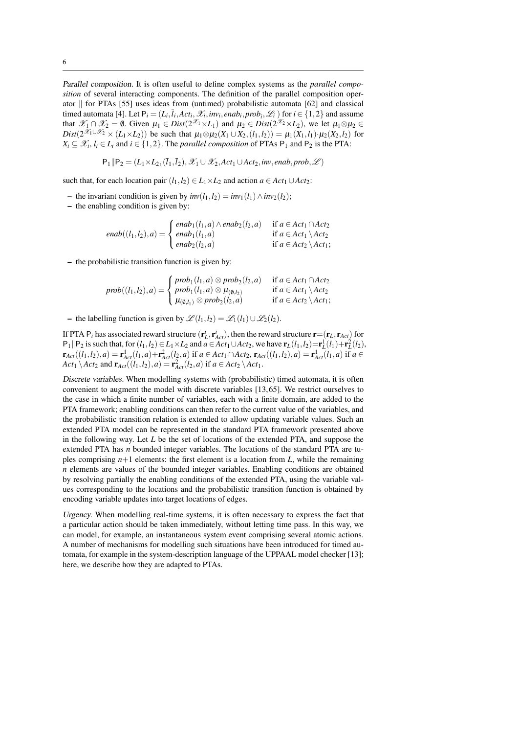*Parallel composition.* It is often useful to define complex systems as the *parallel composition* of several interacting components. The definition of the parallel composition operator $\|$ for PTAs [55] uses ideas from (untimed) probabilistic automata [62] and classical timed automata [4]. Let $\mathsf{P}_i = (L_i, \bar{l}_i, Act_i, \mathscr{X}_i, inv_i, enab_i, prob_i, \mathscr{L}_i)$ for $i \in \{1,2\}$ and assume that $\mathscr{X}_1 \cap \mathscr{X}_2 = \emptyset$. Given $\mu_1 \in Dist(2^{\mathscr{X}_1} \times L_1)$ and $\mu_2 \in Dist(2^{\mathscr{X}_2} \times L_2)$, we let $\mu_1 \otimes \mu_2 \in Dist(2^{\mathscr{X}_1 \cup \mathscr{X}_2} \times (L_1 \times L_2))$ be such that $\mu_1 \otimes \mu_2(X_1 \cup X_2, (l_1, l_2)) = \mu_1(X_1, l_1) \cdot \mu_2(X_2, l_2)$ for $X_i \subseteq \mathscr{X}_i$, $l_i \in L_i$ and $i \in \{1,2\}$. The *parallel composition* of PTAs $\mathsf{P}_1$ and $\mathsf{P}_2$ is the PTA:

$$\mathsf{P}_1 \| \mathsf{P}_2 = (L_1 \times L_2, (\bar{l}_1, \bar{l}_2), \mathscr{X}_1 \cup \mathscr{X}_2, Act_1 \cup Act_2, inv, enab, prob, \mathscr{L})$$

such that, for each location pair $(l_1, l_2) \in L_1 \times L_2$ and action $a \in Act_1 \cup Act_2$:

- the invariant condition is given by $inv(l_1, l_2) = inv_1(l_1) \wedge inv_2(l_2)$;
- the enabling condition is given by:

$$enab((l_1, l_2), a) = \begin{cases} enab_1(l_1, a) \wedge enab_2(l_2, a) & \text{if } a \in Act_1 \cap Act_2 \\ enab_1(l_1, a) & \text{if } a \in Act_1 \setminus Act_2 \\ enab_2(l_2, a) & \text{if } a \in Act_2 \setminus Act_1; \end{cases}$$

- the probabilistic transition function is given by:

$$prob((l_1, l_2), a) = \begin{cases} prob_1(l_1, a) \otimes prob_2(l_2, a) & \text{if } a \in Act_1 \cap Act_2 \\ prob_1(l_1, a) \otimes \mu_{(\emptyset, l_2)} & \text{if } a \in Act_1 \setminus Act_2 \\ \mu_{(\emptyset, l_1)} \otimes prob_2(l_2, a) & \text{if } a \in Act_2 \setminus Act_1; \end{cases}$$

- the labelling function is given by $\mathscr{L}(l_1, l_2) = \mathscr{L}_1(l_1) \cup \mathscr{L}_2(l_2)$.

If PTA $\mathsf{P}_i$ has associated reward structure $(\mathbf{r}^i_L, \mathbf{r}^i_{Act})$, then the reward structure $\mathbf{r} = (\mathbf{r}_L, \mathbf{r}_{Act})$ for $\mathsf{P}_1 \| \mathsf{P}_2$ is such that, for $(l_1, l_2) \in L_1 \times L_2$ and $a \in Act_1 \cup Act_2$, we have $\mathbf{r}_L(l_1, l_2) = \mathbf{r}^1_L(l_1) + \mathbf{r}^2_L(l_2)$, $\mathbf{r}_{Act}((l_1, l_2), a) = \mathbf{r}^1_{Act}(l_1, a) + \mathbf{r}^2_{Act}(l_2, a)$ if $a \in Act_1 \cap Act_2$, $\mathbf{r}_{Act}((l_1, l_2), a) = \mathbf{r}^1_{Act}(l_1, a)$ if $a \in Act_1 \setminus Act_2$ and $\mathbf{r}_{Act}((l_1, l_2), a) = \mathbf{r}^2_{Act}(l_2, a)$ if $a \in Act_2 \setminus Act_1$.

*Discrete variables.* When modelling systems with (probabilistic) timed automata, it is often convenient to augment the model with discrete variables [13,65]. We restrict ourselves to the case in which a finite number of variables, each with a finite domain, are added to the PTA framework; enabling conditions can then refer to the current value of the variables, and the probabilistic transition relation is extended to allow updating variable values. Such an extended PTA model can be represented in the standard PTA framework presented above in the following way. Let $L$ be the set of locations of the extended PTA, and suppose the extended PTA has $n$ bounded integer variables. The locations of the standard PTA are tuples comprising $n+1$ elements: the first element is a location from $L$, while the remaining $n$ elements are values of the bounded integer variables. Enabling conditions are obtained by resolving partially the enabling conditions of the extended PTA, using the variable values corresponding to the locations and the probabilistic transition function is obtained by encoding variable updates into target locations of edges.

*Urgency.* When modelling real-time systems, it is often necessary to express the fact that a particular action should be taken immediately, without letting time pass. In this way, we can model, for example, an instantaneous system event comprising several atomic actions. A number of mechanisms for modelling such situations have been introduced for timed automata, for example in the system-description language of the UPPAAL model checker [13]; here, we describe how they are adapted to PTAs.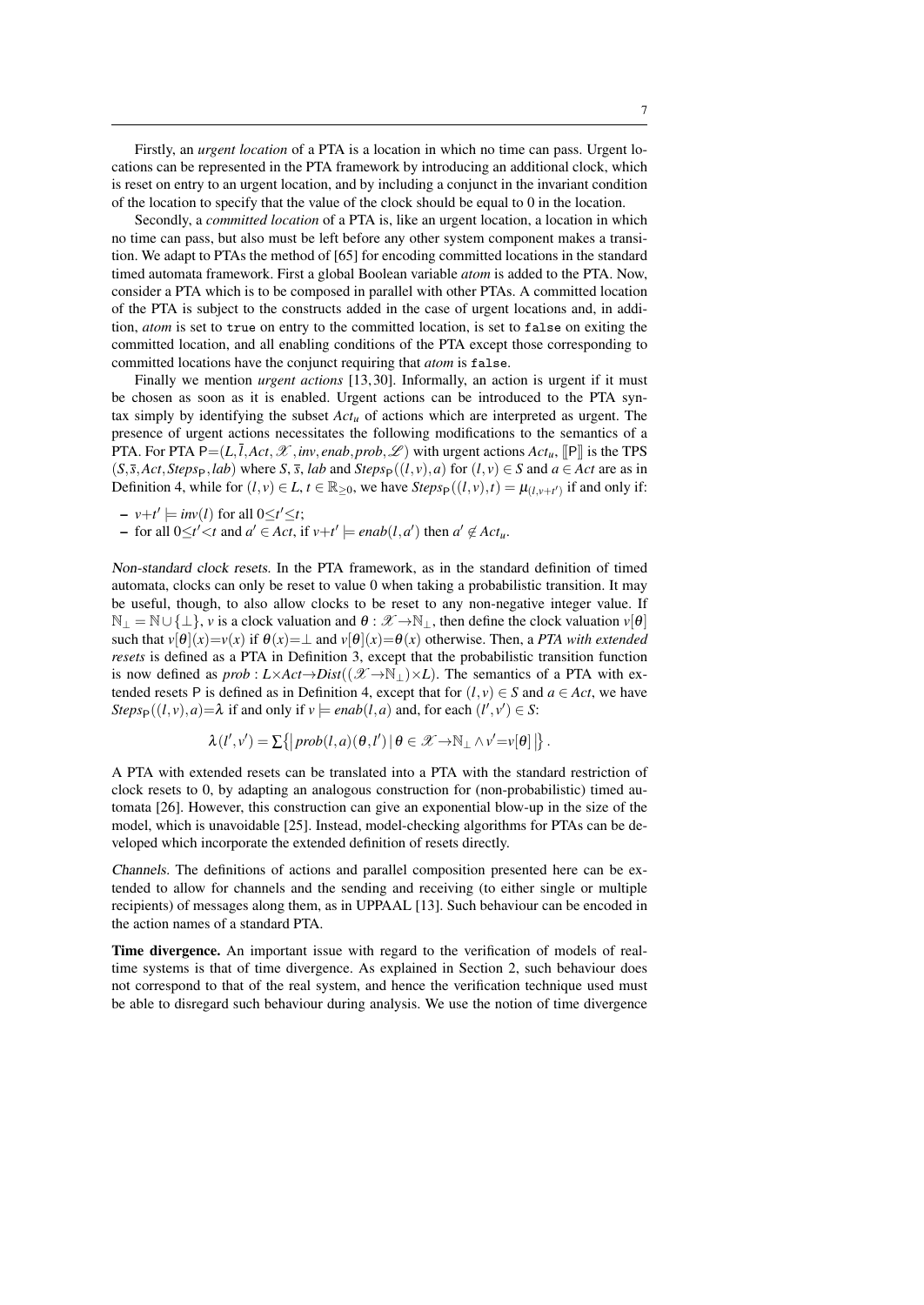Firstly, an *urgent location* of a PTA is a location in which no time can pass. Urgent locations can be represented in the PTA framework by introducing an additional clock, which is reset on entry to an urgent location, and by including a conjunct in the invariant condition of the location to specify that the value of the clock should be equal to 0 in the location.

Secondly, a *committed location* of a PTA is, like an urgent location, a location in which no time can pass, but also must be left before any other system component makes a transition. We adapt to PTAs the method of [65] for encoding committed locations in the standard timed automata framework. First a global Boolean variable *atom* is added to the PTA. Now, consider a PTA which is to be composed in parallel with other PTAs. A committed location of the PTA is subject to the constructs added in the case of urgent locations and, in addition, *atom* is set to `true` on entry to the committed location, is set to `false` on exiting the committed location, and all enabling conditions of the PTA except those corresponding to committed locations have the conjunct requiring that *atom* is `false`.

Finally we mention *urgent actions* [13,30]. Informally, an action is urgent if it must be chosen as soon as it is enabled. Urgent actions can be introduced to the PTA syntax simply by identifying the subset $Act_u$ of actions which are interpreted as urgent. The presence of urgent actions necessitates the following modifications to the semantics of a PTA. For PTA $\mathsf{P}{=}(L,\bar{l},Act,\mathscr{X},inv,enab,prob,\mathscr{L})$ with urgent actions $Act_u$, $[\![\mathsf{P}]\!]$ is the TPS $(S,\bar{s},Act,Steps_{\mathsf{P}},lab)$ where $S$, $\bar{s}$, $lab$ and $Steps_{\mathsf{P}}((l,v),a)$ for $(l,v)\in S$ and $a\in Act$ are as in Definition 4, while for $(l,v)\in L$, $t\in\mathbb{R}_{\geq 0}$, we have $Steps_{\mathsf{P}}((l,v),t)=\mu_{(l,v+t')}$ if and only if:

- $v{+}t'\models inv(l)$ for all $0{\leq}t'{\leq}t$;
- for all $0{\leq}t'{<}t$ and $a'\in Act$, if $v{+}t'\models enab(l,a')$ then $a'\notin Act_u$.

*Non-standard clock resets.* In the PTA framework, as in the standard definition of timed automata, clocks can only be reset to value 0 when taking a probabilistic transition. It may be useful, though, to also allow clocks to be reset to any non-negative integer value. If $\mathbb{N}_\perp=\mathbb{N}\cup\{\perp\}$, $v$ is a clock valuation and $\theta:\mathscr{X}\to\mathbb{N}_\perp$, then define the clock valuation $v[\theta]$ such that $v[\theta](x){=}v(x)$ if $\theta(x){=}\perp$ and $v[\theta](x){=}\theta(x)$ otherwise. Then, a *PTA with extended resets* is defined as a PTA in Definition 3, except that the probabilistic transition function is now defined as $prob:L{\times}Act{\to}Dist((\mathscr{X}{\to}\mathbb{N}_\perp){\times}L)$. The semantics of a PTA with extended resets P is defined as in Definition 4, except that for $(l,v)\in S$ and $a\in Act$, we have $Steps_{\mathsf{P}}((l,v),a){=}\lambda$ if and only if $v\models enab(l,a)$ and, for each $(l',v')\in S$:

$$\lambda(l',v')=\sum\big\{\!\big|\, prob(l,a)(\theta,l') \mid \theta\in\mathscr{X}{\to}\mathbb{N}_\perp \wedge v'{=}v[\theta] \,\big|\!\big\}\,.$$

A PTA with extended resets can be translated into a PTA with the standard restriction of clock resets to 0, by adapting an analogous construction for (non-probabilistic) timed automata [26]. However, this construction can give an exponential blow-up in the size of the model, which is unavoidable [25]. Instead, model-checking algorithms for PTAs can be developed which incorporate the extended definition of resets directly.

*Channels.* The definitions of actions and parallel composition presented here can be extended to allow for channels and the sending and receiving (to either single or multiple recipients) of messages along them, as in UPPAAL [13]. Such behaviour can be encoded in the action names of a standard PTA.

**Time divergence.** An important issue with regard to the verification of models of real-time systems is that of time divergence. As explained in Section 2, such behaviour does not correspond to that of the real system, and hence the verification technique used must be able to disregard such behaviour during analysis. We use the notion of time divergence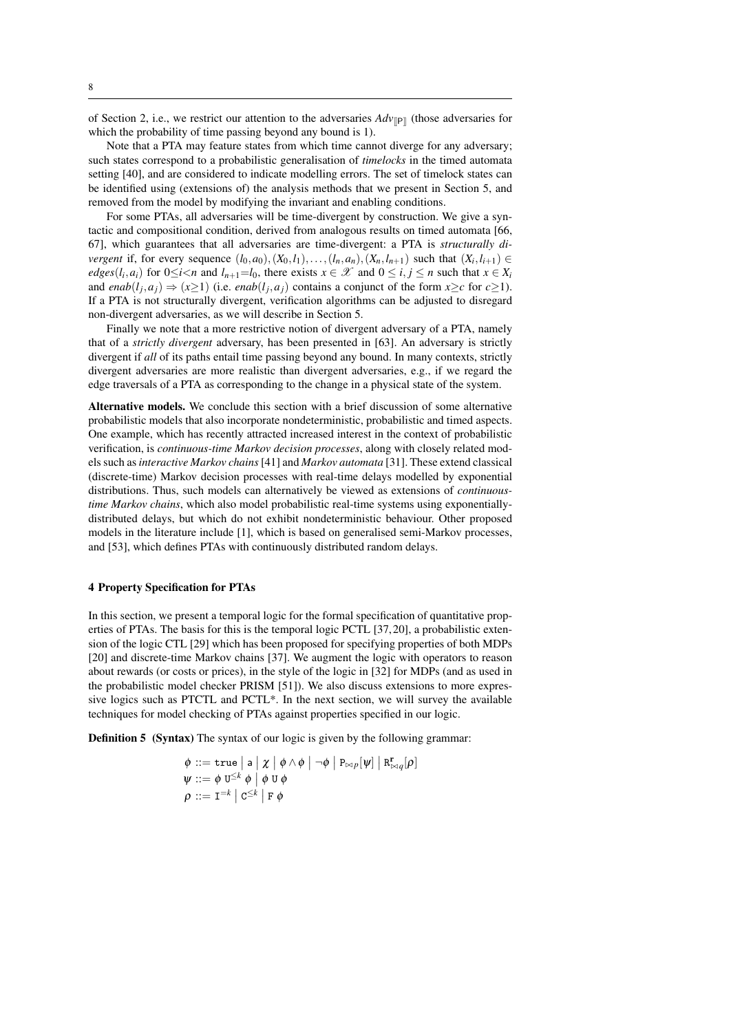of Section 2, i.e., we restrict our attention to the adversaries $Adv_{[\![P]\!]}$ (those adversaries for which the probability of time passing beyond any bound is 1).

Note that a PTA may feature states from which time cannot diverge for any adversary; such states correspond to a probabilistic generalisation of *timelocks* in the timed automata setting [40], and are considered to indicate modelling errors. The set of timelock states can be identified using (extensions of) the analysis methods that we present in Section 5, and removed from the model by modifying the invariant and enabling conditions.

For some PTAs, all adversaries will be time-divergent by construction. We give a syntactic and compositional condition, derived from analogous results on timed automata [66, 67], which guarantees that all adversaries are time-divergent: a PTA is *structurally divergent* if, for every sequence $(l_0, a_0), (X_0, l_1), \ldots, (l_n, a_n), (X_n, l_{n+1})$ such that $(X_i, l_{i+1}) \in edges(l_i, a_i)$ for $0 \leq i < n$ and $l_{n+1} = l_0$, there exists $x \in \mathscr{X}$ and $0 \leq i, j \leq n$ such that $x \in X_i$ and $enab(l_j, a_j) \Rightarrow (x \geq 1)$ (i.e. $enab(l_j, a_j)$ contains a conjunct of the form $x \geq c$ for $c \geq 1$). If a PTA is not structurally divergent, verification algorithms can be adjusted to disregard non-divergent adversaries, as we will describe in Section 5.

Finally we note that a more restrictive notion of divergent adversary of a PTA, namely that of a *strictly divergent* adversary, has been presented in [63]. An adversary is strictly divergent if *all* of its paths entail time passing beyond any bound. In many contexts, strictly divergent adversaries are more realistic than divergent adversaries, e.g., if we regard the edge traversals of a PTA as corresponding to the change in a physical state of the system.

**Alternative models.** We conclude this section with a brief discussion of some alternative probabilistic models that also incorporate nondeterministic, probabilistic and timed aspects. One example, which has recently attracted increased interest in the context of probabilistic verification, is *continuous-time Markov decision processes*, along with closely related models such as *interactive Markov chains* [41] and *Markov automata* [31]. These extend classical (discrete-time) Markov decision processes with real-time delays modelled by exponential distributions. Thus, such models can alternatively be viewed as extensions of *continuous-time Markov chains*, which also model probabilistic real-time systems using exponentially-distributed delays, but which do not exhibit nondeterministic behaviour. Other proposed models in the literature include [1], which is based on generalised semi-Markov processes, and [53], which defines PTAs with continuously distributed random delays.

## 4 Property Specification for PTAs

In this section, we present a temporal logic for the formal specification of quantitative properties of PTAs. The basis for this is the temporal logic PCTL [37, 20], a probabilistic extension of the logic CTL [29] which has been proposed for specifying properties of both MDPs [20] and discrete-time Markov chains [37]. We augment the logic with operators to reason about rewards (or costs or prices), in the style of the logic in [32] for MDPs (and as used in the probabilistic model checker PRISM [51]). We also discuss extensions to more expressive logics such as PTCTL and PCTL*. In the next section, we will survey the available techniques for model checking of PTAs against properties specified in our logic.

**Definition 5 (Syntax)** The syntax of our logic is given by the following grammar:

$$
\begin{aligned}
\phi &::= \mathtt{true} \;\big|\; \mathtt{a} \;\big|\; \chi \;\big|\; \phi \wedge \phi \;\big|\; \neg \phi \;\big|\; \mathtt{P}_{\bowtie p}[\psi] \;\big|\; \mathtt{R}^{\mathbf{r}}_{\bowtie q}[\rho] \\
\psi &::= \phi \; \mathtt{U}^{\leq k} \; \phi \;\big|\; \phi \; \mathtt{U} \; \phi \\
\rho &::= \mathtt{I}^{=k} \;\big|\; \mathtt{C}^{\leq k} \;\big|\; \mathtt{F} \; \phi
\end{aligned}
$$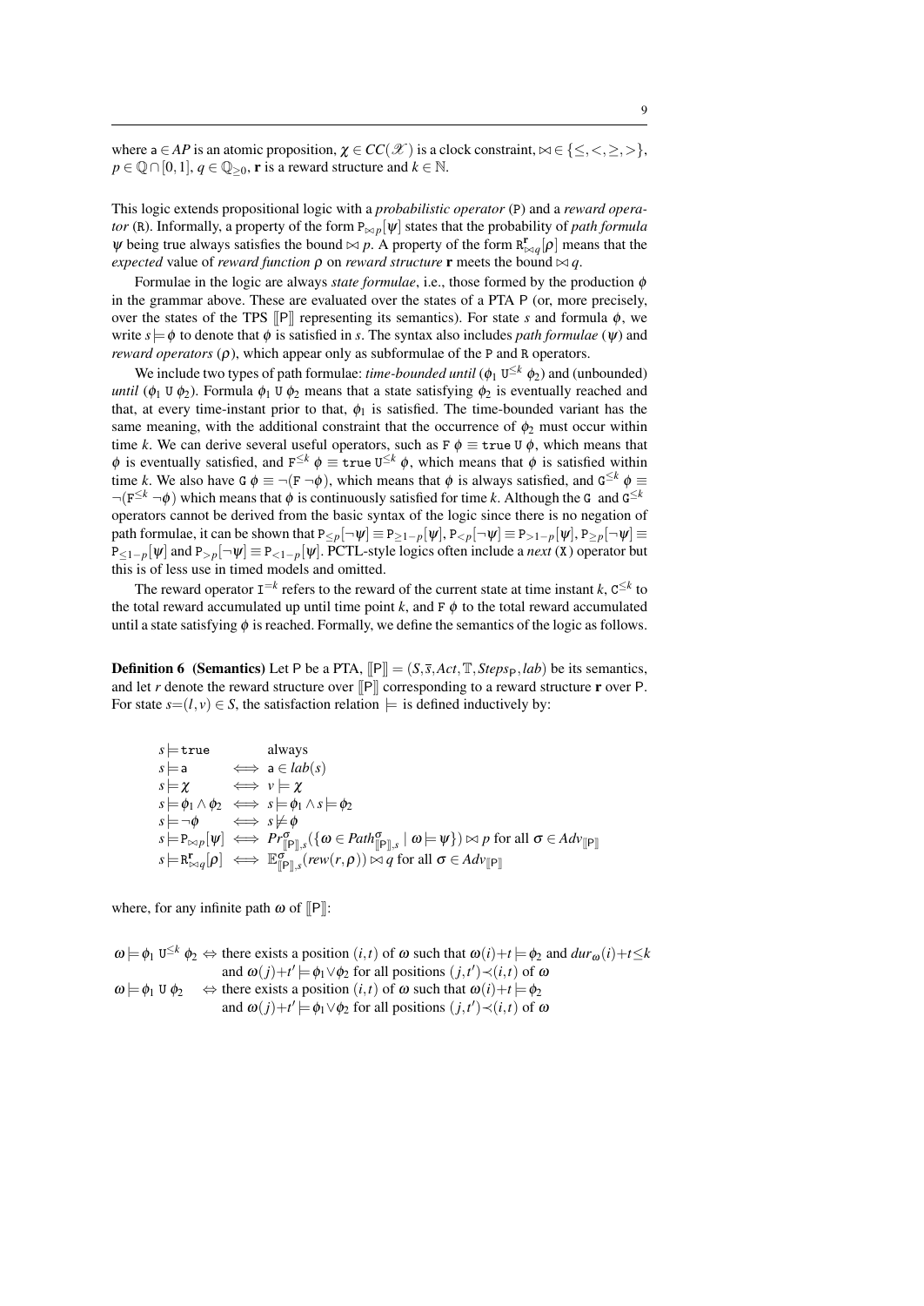where $\mathsf{a} \in AP$ is an atomic proposition, $\chi \in CC(\mathscr{X})$ is a clock constraint, $\bowtie \in \{\leq, <, \geq, >\}$, $p \in \mathbb{Q} \cap [0,1]$, $q \in \mathbb{Q}_{\geq 0}$, $\mathbf{r}$ is a reward structure and $k \in \mathbb{N}$.

This logic extends propositional logic with a *probabilistic operator* ($\mathtt{P}$) and a *reward operator* ($\mathtt{R}$). Informally, a property of the form $\mathtt{P}_{\bowtie p}[\psi]$ states that the probability of *path formula* $\psi$ being true always satisfies the bound $\bowtie p$. A property of the form $\mathtt{R}^{\mathbf{r}}_{\bowtie q}[\rho]$ means that the *expected* value of *reward function* $\rho$ on *reward structure* $\mathbf{r}$ meets the bound $\bowtie q$.

Formulae in the logic are always *state formulae*, i.e., those formed by the production $\phi$ in the grammar above. These are evaluated over the states of a PTA $\mathsf{P}$ (or, more precisely, over the states of the TPS $[\![\mathsf{P}]\!]$ representing its semantics). For state $s$ and formula $\phi$, we write $s \models \phi$ to denote that $\phi$ is satisfied in $s$. The syntax also includes *path formulae* ($\psi$) and *reward operators* ($\rho$), which appear only as subformulae of the $\mathtt{P}$ and $\mathtt{R}$ operators.

We include two types of path formulae: *time-bounded until* ($\phi_1\ \mathtt{U}^{\leq k}\ \phi_2$) and (unbounded) *until* ($\phi_1\ \mathtt{U}\ \phi_2$). Formula $\phi_1\ \mathtt{U}\ \phi_2$ means that a state satisfying $\phi_2$ is eventually reached and that, at every time-instant prior to that, $\phi_1$ is satisfied. The time-bounded variant has the same meaning, with the additional constraint that the occurrence of $\phi_2$ must occur within time $k$. We can derive several useful operators, such as $\mathtt{F}\ \phi \equiv \mathtt{true}\ \mathtt{U}\ \phi$, which means that $\phi$ is eventually satisfied, and $\mathtt{F}^{\leq k}\ \phi \equiv \mathtt{true}\ \mathtt{U}^{\leq k}\ \phi$, which means that $\phi$ is satisfied within time $k$. We also have $\mathtt{G}\ \phi \equiv \neg(\mathtt{F}\ \neg\phi)$, which means that $\phi$ is always satisfied, and $\mathtt{G}^{\leq k}\ \phi \equiv \neg(\mathtt{F}^{\leq k}\ \neg\phi)$ which means that $\phi$ is continuously satisfied for time $k$. Although the $\mathtt{G}$ and $\mathtt{G}^{\leq k}$ operators cannot be derived from the basic syntax of the logic since there is no negation of path formulae, it can be shown that $\mathtt{P}_{\leq p}[\neg\psi] \equiv \mathtt{P}_{\geq 1-p}[\psi]$, $\mathtt{P}_{<p}[\neg\psi] \equiv \mathtt{P}_{>1-p}[\psi]$, $\mathtt{P}_{\geq p}[\neg\psi] \equiv \mathtt{P}_{\leq 1-p}[\psi]$ and $\mathtt{P}_{>p}[\neg\psi] \equiv \mathtt{P}_{<1-p}[\psi]$. PCTL-style logics often include a *next* ($\mathtt{X}$) operator but this is of less use in timed models and omitted.

The reward operator $\mathtt{I}^{=k}$ refers to the reward of the current state at time instant $k$, $\mathtt{C}^{\leq k}$ to the total reward accumulated up until time point $k$, and $\mathtt{F}\ \phi$ to the total reward accumulated until a state satisfying $\phi$ is reached. Formally, we define the semantics of the logic as follows.

**Definition 6 (Semantics)** Let $\mathsf{P}$ be a PTA, $[\![\mathsf{P}]\!] = (S, \overline{s}, Act, \mathbb{T}, Steps_{\mathsf{P}}, lab)$ be its semantics, and let $r$ denote the reward structure over $[\![\mathsf{P}]\!]$ corresponding to a reward structure $\mathbf{r}$ over $\mathsf{P}$. For state $s=(l,v) \in S$, the satisfaction relation $\models$ is defined inductively by:

$$
\begin{array}{lll}
s \models \mathtt{true} & & \text{always} \\
s \models \mathsf{a} & \iff & \mathsf{a} \in lab(s) \\
s \models \chi & \iff & v \models \chi \\
s \models \phi_1 \wedge \phi_2 & \iff & s \models \phi_1 \wedge s \models \phi_2 \\
s \models \neg\phi & \iff & s \not\models \phi \\
s \models \mathtt{P}_{\bowtie p}[\psi] & \iff & Pr^{\sigma}_{[\![\mathsf{P}]\!],s}(\{\omega \in Path^{\sigma}_{[\![\mathsf{P}]\!],s} \mid \omega \models \psi\}) \bowtie p \text{ for all } \sigma \in Adv_{[\![\mathsf{P}]\!]} \\
s \models \mathtt{R}^{\mathbf{r}}_{\bowtie q}[\rho] & \iff & \mathbb{E}^{\sigma}_{[\![\mathsf{P}]\!],s}(rew(r,\rho)) \bowtie q \text{ for all } \sigma \in Adv_{[\![\mathsf{P}]\!]}
\end{array}
$$

where, for any infinite path $\omega$ of $[\![\mathsf{P}]\!]$:

$$
\begin{array}{lll}
\omega \models \phi_1\ \mathtt{U}^{\leq k}\ \phi_2 & \Leftrightarrow & \text{there exists a position } (i,t) \text{ of } \omega \text{ such that } \omega(i)+t \models \phi_2 \text{ and } dur_{\omega}(i)+t \leq k \\
& & \text{and } \omega(j)+t' \models \phi_1 \vee \phi_2 \text{ for all positions } (j,t') \prec (i,t) \text{ of } \omega \\
\omega \models \phi_1\ \mathtt{U}\ \phi_2 & \Leftrightarrow & \text{there exists a position } (i,t) \text{ of } \omega \text{ such that } \omega(i)+t \models \phi_2 \\
& & \text{and } \omega(j)+t' \models \phi_1 \vee \phi_2 \text{ for all positions } (j,t') \prec (i,t) \text{ of } \omega
\end{array}
$$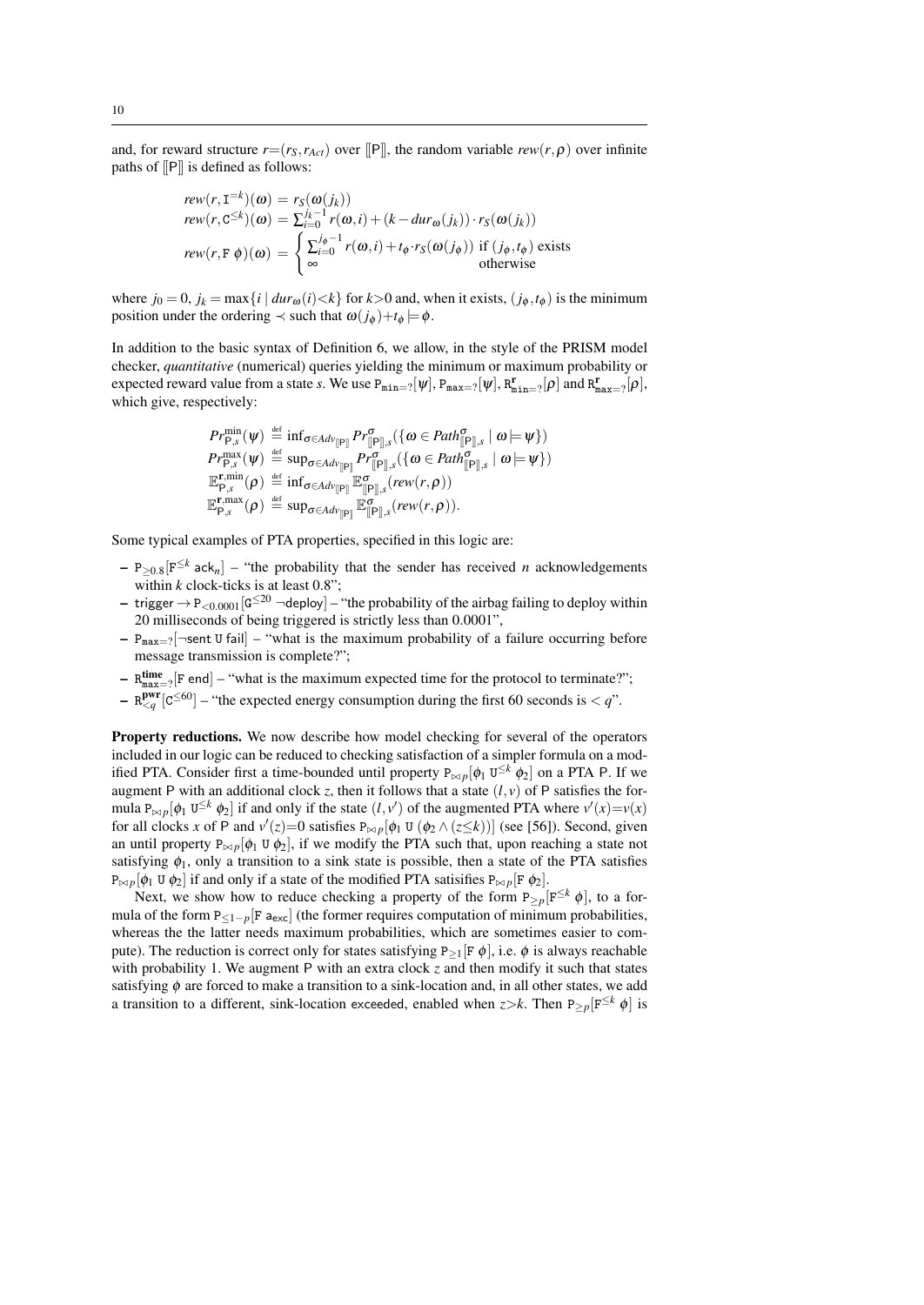and, for reward structure $r=(r_S, r_{Act})$ over $[\![\mathsf{P}]\!]$, the random variable $rew(r,\rho)$ over infinite paths of $[\![\mathsf{P}]\!]$ is defined as follows:

$$
\begin{aligned}
rew(r,\mathtt{I}^{=k})(\omega) &= r_S(\omega(j_k)) \\
rew(r,\mathtt{C}^{\leq k})(\omega) &= \textstyle\sum_{i=0}^{j_k-1} r(\omega,i) + (k - dur_\omega(j_k))\cdot r_S(\omega(j_k)) \\
rew(r,\mathtt{F}\ \phi)(\omega) &= \begin{cases} \sum_{i=0}^{j_\phi-1} r(\omega,i) + t_\phi \cdot r_S(\omega(j_\phi)) & \text{if } (j_\phi,t_\phi) \text{ exists} \\ \infty & \text{otherwise} \end{cases}
\end{aligned}
$$

where $j_0 = 0$, $j_k = \max\{i \mid dur_\omega(i){<}k\}$ for $k{>}0$ and, when it exists, $(j_\phi,t_\phi)$ is the minimum position under the ordering $\prec$ such that $\omega(j_\phi){+}t_\phi \models \phi$.

In addition to the basic syntax of Definition 6, we allow, in the style of the PRISM model checker, *quantitative* (numerical) queries yielding the minimum or maximum probability or expected reward value from a state $s$. We use $\mathtt{P}_{\mathtt{min}=?}[\psi]$, $\mathtt{P}_{\mathtt{max}=?}[\psi]$, $\mathtt{R}^{\mathbf{r}}_{\mathtt{min}=?}[\rho]$ and $\mathtt{R}^{\mathbf{r}}_{\mathtt{max}=?}[\rho]$, which give, respectively:

$$
\begin{aligned}
Pr^{\min}_{\mathsf{P},s}(\psi) &\stackrel{\text{def}}{=} \inf_{\sigma\in Adv_{[\![\mathsf{P}]\!]}} Pr^{\sigma}_{[\![\mathsf{P}]\!],s}(\{\omega \in Path^{\sigma}_{[\![\mathsf{P}]\!],s} \mid \omega \models \psi\}) \\
Pr^{\max}_{\mathsf{P},s}(\psi) &\stackrel{\text{def}}{=} \sup_{\sigma\in Adv_{[\![\mathsf{P}]\!]}} Pr^{\sigma}_{[\![\mathsf{P}]\!],s}(\{\omega \in Path^{\sigma}_{[\![\mathsf{P}]\!],s} \mid \omega \models \psi\}) \\
\mathbb{E}^{\mathbf{r},\min}_{\mathsf{P},s}(\rho) &\stackrel{\text{def}}{=} \inf_{\sigma\in Adv_{[\![\mathsf{P}]\!]}} \mathbb{E}^{\sigma}_{[\![\mathsf{P}]\!],s}(rew(r,\rho)) \\
\mathbb{E}^{\mathbf{r},\max}_{\mathsf{P},s}(\rho) &\stackrel{\text{def}}{=} \sup_{\sigma\in Adv_{[\![\mathsf{P}]\!]}} \mathbb{E}^{\sigma}_{[\![\mathsf{P}]\!],s}(rew(r,\rho)).
\end{aligned}
$$

Some typical examples of PTA properties, specified in this logic are:

- $\mathtt{P}_{\geq 0.8}[\mathtt{F}^{\leq k}\ \mathsf{ack}_n]$ – "the probability that the sender has received $n$ acknowledgements within $k$ clock-ticks is at least 0.8";
- $\mathsf{trigger} \rightarrow \mathtt{P}_{<0.0001}[\mathtt{G}^{\leq 20}\ \neg\mathsf{deploy}]$ – "the probability of the airbag failing to deploy within 20 milliseconds of being triggered is strictly less than 0.0001",
- $\mathtt{P}_{\mathtt{max}=?}[\neg\mathsf{sent}\ \mathtt{U}\ \mathsf{fail}]$ – "what is the maximum probability of a failure occurring before message transmission is complete?";
- $\mathtt{R}^{\mathbf{time}}_{\mathtt{max}=?}[\mathtt{F}\ \mathsf{end}]$ – "what is the maximum expected time for the protocol to terminate?";
- $\mathtt{R}^{\mathbf{pwr}}_{<q}[\mathtt{C}^{\leq 60}]$ – "the expected energy consumption during the first 60 seconds is $< q$".

**Property reductions.** We now describe how model checking for several of the operators included in our logic can be reduced to checking satisfaction of a simpler formula on a modified PTA. Consider first a time-bounded until property $\mathtt{P}_{\bowtie p}[\phi_1\ \mathtt{U}^{\leq k}\ \phi_2]$ on a PTA $\mathsf{P}$. If we augment $\mathsf{P}$ with an additional clock $z$, then it follows that a state $(l,v)$ of $\mathsf{P}$ satisfies the formula $\mathtt{P}_{\bowtie p}[\phi_1\ \mathtt{U}^{\leq k}\ \phi_2]$ if and only if the state $(l,v')$ of the augmented PTA where $v'(x){=}v(x)$ for all clocks $x$ of $\mathsf{P}$ and $v'(z){=}0$ satisfies $\mathtt{P}_{\bowtie p}[\phi_1\ \mathtt{U}\ (\phi_2 \wedge (z{\leq}k))]$ (see [56]). Second, given an until property $\mathtt{P}_{\bowtie p}[\phi_1\ \mathtt{U}\ \phi_2]$, if we modify the PTA such that, upon reaching a state not satisfying $\phi_1$, only a transition to a sink state is possible, then a state of the PTA satisfies $\mathtt{P}_{\bowtie p}[\phi_1\ \mathtt{U}\ \phi_2]$ if and only if a state of the modified PTA satisifies $\mathtt{P}_{\bowtie p}[\mathtt{F}\ \phi_2]$.

Next, we show how to reduce checking a property of the form $\mathtt{P}_{\geq p}[\mathtt{F}^{\leq k}\ \phi]$, to a formula of the form $\mathtt{P}_{\leq 1-p}[\mathtt{F}\ \mathsf{a}_{\mathsf{exc}}]$ (the former requires computation of minimum probabilities, whereas the the latter needs maximum probabilities, which are sometimes easier to compute). The reduction is correct only for states satisfying $\mathtt{P}_{\geq 1}[\mathtt{F}\ \phi]$, i.e. $\phi$ is always reachable with probability 1. We augment $\mathsf{P}$ with an extra clock $z$ and then modify it such that states satisfying $\phi$ are forced to make a transition to a sink-location and, in all other states, we add a transition to a different, sink-location $\mathsf{exceeded}$, enabled when $z{>}k$. Then $\mathtt{P}_{\geq p}[\mathtt{F}^{\leq k}\ \phi]$ is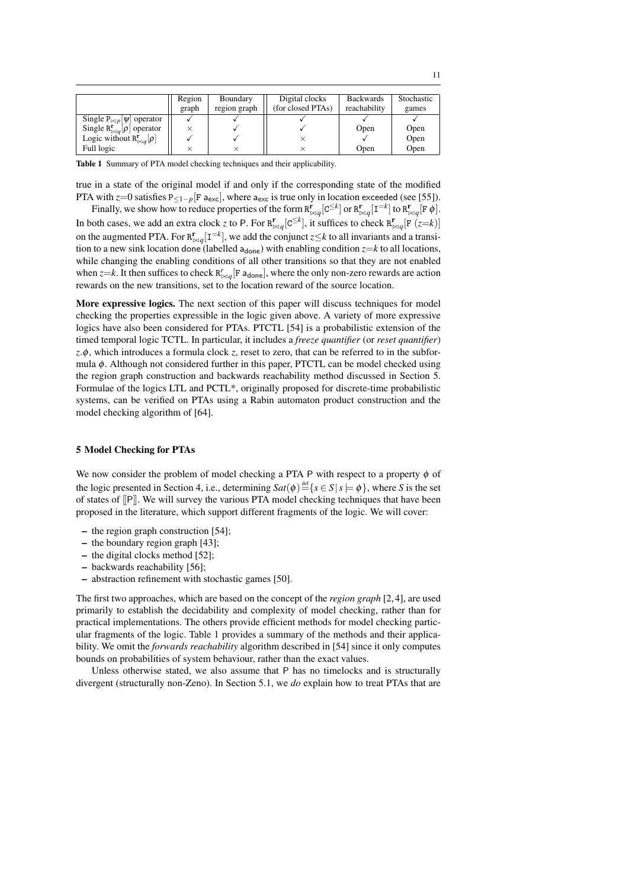| | Region graph | Boundary region graph | Digital clocks (for closed PTAs) | Backwards reachability | Stochastic games |
|---|---|---|---|---|---|
| Single $\mathtt{P}_{\bowtie p}[\psi]$ operator | ✓ | ✓ | ✓ | ✓ | ✓ |
| Single $\mathtt{R}^{\mathbf{r}}_{\bowtie q}[\rho]$ operator | × | ✓ | ✓ | Open | Open |
| Logic without $\mathtt{R}^{\mathbf{r}}_{\bowtie q}[\rho]$ | ✓ | ✓ | × | ✓ | Open |
| Full logic | × | × | × | Open | Open |

**Table 1** Summary of PTA model checking techniques and their applicability.

true in a state of the original model if and only if the corresponding state of the modified PTA with $z{=}0$ satisfies $\mathtt{P}_{\leq 1-p}[\mathtt{F}\ \mathsf{a}_{\mathsf{exc}}]$, where $\mathsf{a}_{\mathsf{exc}}$ is true only in location $\mathsf{exceeded}$ (see [55]).

Finally, we show how to reduce properties of the form $\mathtt{R}^{\mathbf{r}}_{\bowtie q}[\mathtt{C}^{\leq k}]$ or $\mathtt{R}^{\mathbf{r}}_{\bowtie q}[\mathtt{I}^{=k}]$ to $\mathtt{R}^{\mathbf{r}}_{\bowtie q}[\mathtt{F}\ \phi]$. In both cases, we add an extra clock $z$ to $\mathsf{P}$. For $\mathtt{R}^{\mathbf{r}}_{\bowtie q}[\mathtt{C}^{\leq k}]$, it suffices to check $\mathtt{R}^{\mathbf{r}}_{\bowtie q}[\mathtt{F}\ (z{=}k)]$ on the augmented PTA. For $\mathtt{R}^{\mathbf{r}}_{\bowtie q}[\mathtt{I}^{=k}]$, we add the conjunct $z{\leq}k$ to all invariants and a transition to a new sink location $\mathsf{done}$ (labelled $\mathsf{a}_{\mathsf{done}}$) with enabling condition $z{=}k$ to all locations, while changing the enabling conditions of all other transitions so that they are not enabled when $z{=}k$. It then suffices to check $\mathtt{R}^{r}_{\bowtie q}[\mathtt{F}\ \mathsf{a}_{\mathsf{done}}]$, where the only non-zero rewards are action rewards on the new transitions, set to the location reward of the source location.

**More expressive logics.** The next section of this paper will discuss techniques for model checking the properties expressible in the logic given above. A variety of more expressive logics have also been considered for PTAs. PTCTL [54] is a probabilistic extension of the timed temporal logic TCTL. In particular, it includes a *freeze quantifier* (or *reset quantifier*) $z.\phi$, which introduces a formula clock $z$, reset to zero, that can be referred to in the subformula $\phi$. Although not considered further in this paper, PTCTL can be model checked using the region graph construction and backwards reachability method discussed in Section 5. Formulae of the logics LTL and PCTL*, originally proposed for discrete-time probabilistic systems, can be verified on PTAs using a Rabin automaton product construction and the model checking algorithm of [64].

## 5 Model Checking for PTAs

We now consider the problem of model checking a PTA $\mathsf{P}$ with respect to a property $\phi$ of the logic presented in Section 4, i.e., determining $Sat(\phi) \stackrel{\text{def}}{=} \{s \in S \mid s \models \phi\}$, where $S$ is the set of states of $[\![\mathsf{P}]\!]$. We will survey the various PTA model checking techniques that have been proposed in the literature, which support different fragments of the logic. We will cover:

– the region graph construction [54];
– the boundary region graph [43];
– the digital clocks method [52];
– backwards reachability [56];
– abstraction refinement with stochastic games [50].

The first two approaches, which are based on the concept of the *region graph* [2,4], are used primarily to establish the decidability and complexity of model checking, rather than for practical implementations. The others provide efficient methods for model checking particular fragments of the logic. Table 1 provides a summary of the methods and their applicability. We omit the *forwards reachability* algorithm described in [54] since it only computes bounds on probabilities of system behaviour, rather than the exact values.

Unless otherwise stated, we also assume that $\mathsf{P}$ has no timelocks and is structurally divergent (structurally non-Zeno). In Section 5.1, we *do* explain how to treat PTAs that are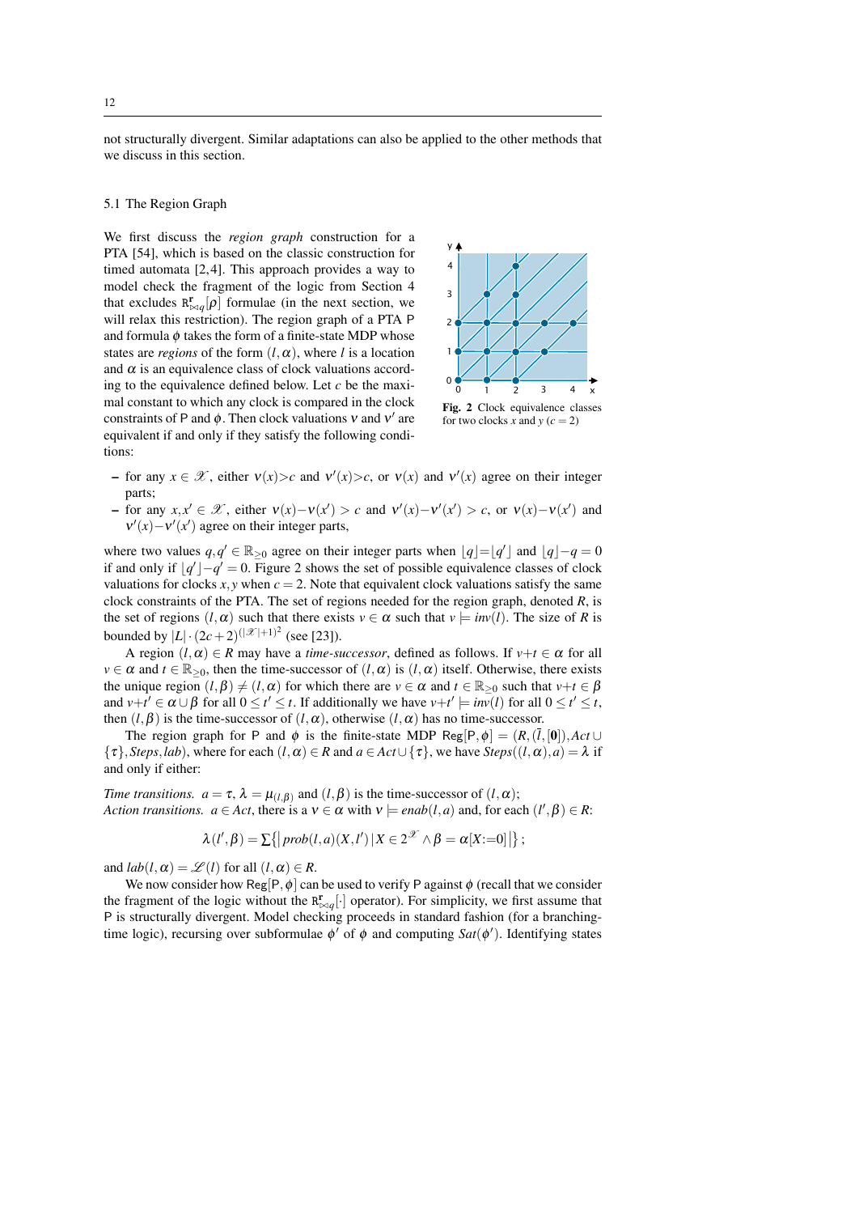not structurally divergent. Similar adaptations can also be applied to the other methods that we discuss in this section.

## 5.1 The Region Graph

We first discuss the *region graph* construction for a PTA [54], which is based on the classic construction for timed automata [2,4]. This approach provides a way to model check the fragment of the logic from Section 4 that excludes $\mathtt{R}^{\mathbf{r}}_{\bowtie q}[\rho]$ formulae (in the next section, we will relax this restriction). The region graph of a PTA $\mathsf{P}$ and formula $\phi$ takes the form of a finite-state MDP whose states are *regions* of the form $(l,\alpha)$, where $l$ is a location and $\alpha$ is an equivalence class of clock valuations according to the equivalence defined below. Let $c$ be the maximal constant to which any clock is compared in the clock constraints of $\mathsf{P}$ and $\phi$. Then clock valuations $v$ and $v'$ are equivalent if and only if they satisfy the following conditions:

Fig. 2 Clock equivalence classes for two clocks $x$ and $y$ ($c = 2$)

- for any $x \in \mathscr{X}$, either $v(x)>c$ and $v'(x)>c$, or $v(x)$ and $v'(x)$ agree on their integer parts;
- for any $x,x' \in \mathscr{X}$, either $v(x)-v(x') > c$ and $v'(x)-v'(x') > c$, or $v(x)-v(x')$ and $v'(x)-v'(x')$ agree on their integer parts,

where two values $q,q' \in \mathbb{R}_{\geq 0}$ agree on their integer parts when $\lfloor q \rfloor = \lfloor q' \rfloor$ and $\lfloor q \rfloor - q = 0$ if and only if $\lfloor q' \rfloor - q' = 0$. Figure 2 shows the set of possible equivalence classes of clock valuations for clocks $x,y$ when $c = 2$. Note that equivalent clock valuations satisfy the same clock constraints of the PTA. The set of regions needed for the region graph, denoted $R$, is the set of regions $(l,\alpha)$ such that there exists $v \in \alpha$ such that $v \models inv(l)$. The size of $R$ is bounded by $|L| \cdot (2c+2)^{(|\mathscr{X}|+1)^2}$ (see [23]).

A region $(l,\alpha) \in R$ may have a *time-successor*, defined as follows. If $v+t \in \alpha$ for all $v \in \alpha$ and $t \in \mathbb{R}_{\geq 0}$, then the time-successor of $(l,\alpha)$ is $(l,\alpha)$ itself. Otherwise, there exists the unique region $(l,\beta) \neq (l,\alpha)$ for which there are $v \in \alpha$ and $t \in \mathbb{R}_{\geq 0}$ such that $v+t \in \beta$ and $v+t' \in \alpha \cup \beta$ for all $0 \leq t' \leq t$. If additionally we have $v+t' \models inv(l)$ for all $0 \leq t' \leq t$, then $(l,\beta)$ is the time-successor of $(l,\alpha)$, otherwise $(l,\alpha)$ has no time-successor.

The region graph for $\mathsf{P}$ and $\phi$ is the finite-state MDP $\mathsf{Reg}[\mathsf{P},\phi] = (R,(\bar{l},[\mathbf{0}]),Act \cup \{\tau\},Steps,lab)$, where for each $(l,\alpha) \in R$ and $a \in Act \cup \{\tau\}$, we have $Steps((l,\alpha),a) = \lambda$ if and only if either:

*Time transitions.* $a = \tau$, $\lambda = \mu_{(l,\beta)}$ and $(l,\beta)$ is the time-successor of $(l,\alpha)$;
*Action transitions.* $a \in Act$, there is a $v \in \alpha$ with $v \models enab(l,a)$ and, for each $(l',\beta) \in R$:

$$\lambda(l',\beta) = \sum \left\{ \middle| \, prob(l,a)(X,l') \,|\, X \in 2^{\mathscr{X}} \wedge \beta = \alpha[X{:=}0] \, \middle| \right\};$$

and $lab(l,\alpha) = \mathscr{L}(l)$ for all $(l,\alpha) \in R$.

We now consider how $\mathsf{Reg}[\mathsf{P},\phi]$ can be used to verify $\mathsf{P}$ against $\phi$ (recall that we consider the fragment of the logic without the $\mathtt{R}^{\mathbf{r}}_{\bowtie q}[\cdot]$ operator). For simplicity, we first assume that $\mathsf{P}$ is structurally divergent. Model checking proceeds in standard fashion (for a branching-time logic), recursing over subformulae $\phi'$ of $\phi$ and computing $Sat(\phi')$. Identifying states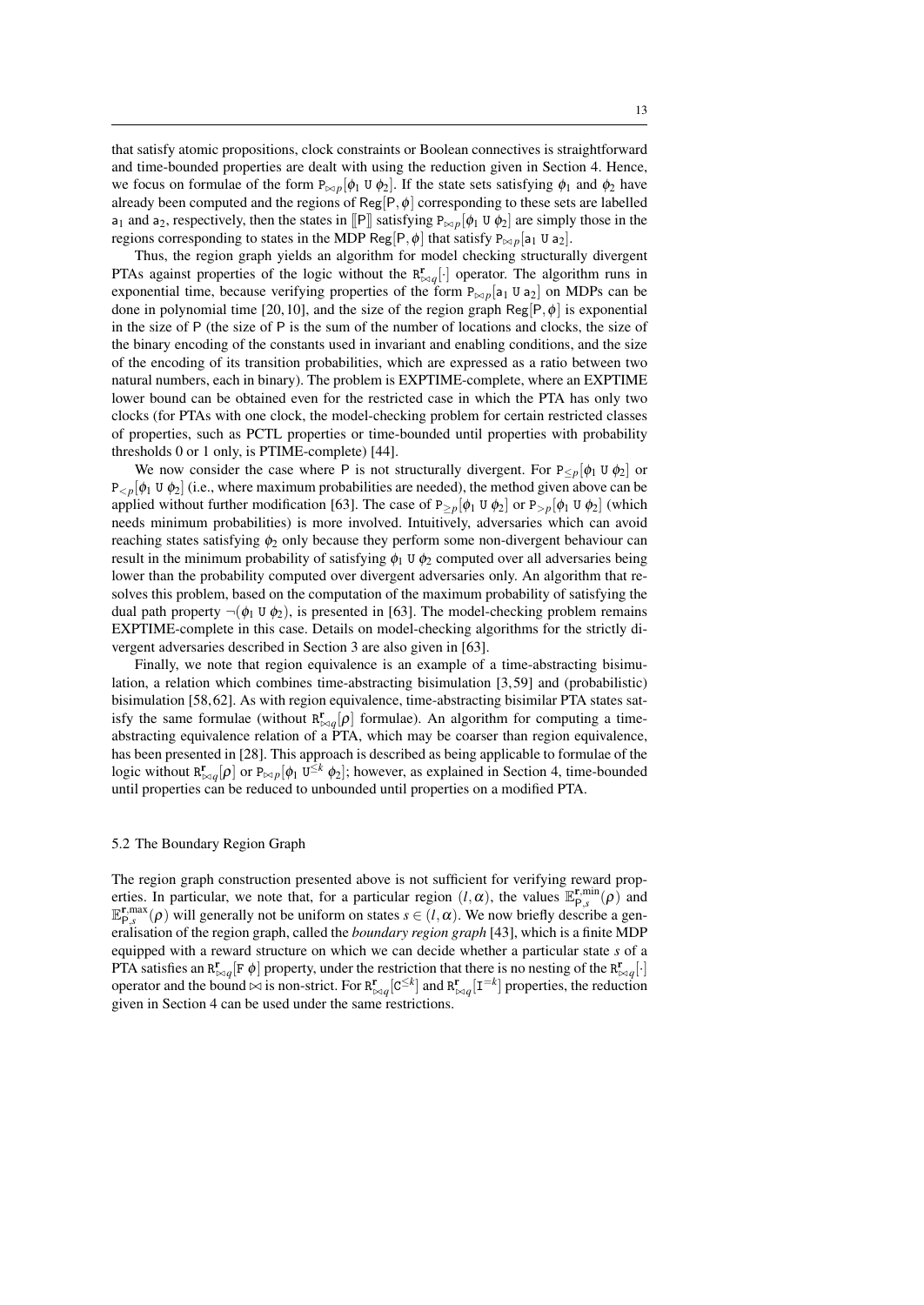that satisfy atomic propositions, clock constraints or Boolean connectives is straightforward and time-bounded properties are dealt with using the reduction given in Section 4. Hence, we focus on formulae of the form $\mathtt{P}_{\bowtie p}[\phi_1 \; \mathtt{U} \; \phi_2]$. If the state sets satisfying $\phi_1$ and $\phi_2$ have already been computed and the regions of $\mathsf{Reg}[\mathsf{P}, \phi]$ corresponding to these sets are labelled $\mathsf{a}_1$ and $\mathsf{a}_2$, respectively, then the states in $[\![\mathsf{P}]\!]$ satisfying $\mathtt{P}_{\bowtie p}[\phi_1 \; \mathtt{U} \; \phi_2]$ are simply those in the regions corresponding to states in the MDP $\mathsf{Reg}[\mathsf{P}, \phi]$ that satisfy $\mathtt{P}_{\bowtie p}[\mathsf{a}_1 \; \mathtt{U} \; \mathsf{a}_2]$.

Thus, the region graph yields an algorithm for model checking structurally divergent PTAs against properties of the logic without the $\mathtt{R}^{\mathbf{r}}_{\bowtie q}[\cdot]$ operator. The algorithm runs in exponential time, because verifying properties of the form $\mathtt{P}_{\bowtie p}[\mathsf{a}_1 \; \mathtt{U} \; \mathsf{a}_2]$ on MDPs can be done in polynomial time [20, 10], and the size of the region graph $\mathsf{Reg}[\mathsf{P}, \phi]$ is exponential in the size of $\mathsf{P}$ (the size of $\mathsf{P}$ is the sum of the number of locations and clocks, the size of the binary encoding of the constants used in invariant and enabling conditions, and the size of the encoding of its transition probabilities, which are expressed as a ratio between two natural numbers, each in binary). The problem is EXPTIME-complete, where an EXPTIME lower bound can be obtained even for the restricted case in which the PTA has only two clocks (for PTAs with one clock, the model-checking problem for certain restricted classes of properties, such as PCTL properties or time-bounded until properties with probability thresholds 0 or 1 only, is PTIME-complete) [44].

We now consider the case where $\mathsf{P}$ is not structurally divergent. For $\mathtt{P}_{\leq p}[\phi_1 \; \mathtt{U} \; \phi_2]$ or $\mathtt{P}_{<p}[\phi_1 \; \mathtt{U} \; \phi_2]$ (i.e., where maximum probabilities are needed), the method given above can be applied without further modification [63]. The case of $\mathtt{P}_{\geq p}[\phi_1 \; \mathtt{U} \; \phi_2]$ or $\mathtt{P}_{>p}[\phi_1 \; \mathtt{U} \; \phi_2]$ (which needs minimum probabilities) is more involved. Intuitively, adversaries which can avoid reaching states satisfying $\phi_2$ only because they perform some non-divergent behaviour can result in the minimum probability of satisfying $\phi_1 \; \mathtt{U} \; \phi_2$ computed over all adversaries being lower than the probability computed over divergent adversaries only. An algorithm that resolves this problem, based on the computation of the maximum probability of satisfying the dual path property $\neg(\phi_1 \; \mathtt{U} \; \phi_2)$, is presented in [63]. The model-checking problem remains EXPTIME-complete in this case. Details on model-checking algorithms for the strictly divergent adversaries described in Section 3 are also given in [63].

Finally, we note that region equivalence is an example of a time-abstracting bisimulation, a relation which combines time-abstracting bisimulation [3, 59] and (probabilistic) bisimulation [58, 62]. As with region equivalence, time-abstracting bisimilar PTA states satisfy the same formulae (without $\mathtt{R}^{\mathbf{r}}_{\bowtie q}[\rho]$ formulae). An algorithm for computing a time-abstracting equivalence relation of a PTA, which may be coarser than region equivalence, has been presented in [28]. This approach is described as being applicable to formulae of the logic without $\mathtt{R}^{\mathbf{r}}_{\bowtie q}[\rho]$ or $\mathtt{P}_{\bowtie p}[\phi_1 \; \mathtt{U}^{\leq k} \; \phi_2]$; however, as explained in Section 4, time-bounded until properties can be reduced to unbounded until properties on a modified PTA.

## 5.2 The Boundary Region Graph

The region graph construction presented above is not sufficient for verifying reward properties. In particular, we note that, for a particular region $(l, \alpha)$, the values $\mathbb{E}^{\mathbf{r},\min}_{\mathsf{P},s}(\rho)$ and $\mathbb{E}^{\mathbf{r},\max}_{\mathsf{P},s}(\rho)$ will generally not be uniform on states $s \in (l, \alpha)$. We now briefly describe a generalisation of the region graph, called the *boundary region graph* [43], which is a finite MDP equipped with a reward structure on which we can decide whether a particular state $s$ of a PTA satisfies an $\mathtt{R}^{\mathbf{r}}_{\bowtie q}[\mathtt{F} \; \phi]$ property, under the restriction that there is no nesting of the $\mathtt{R}^{\mathbf{r}}_{\bowtie q}[\cdot]$ operator and the bound $\bowtie$ is non-strict. For $\mathtt{R}^{\mathbf{r}}_{\bowtie q}[\mathtt{C}^{\leq k}]$ and $\mathtt{R}^{\mathbf{r}}_{\bowtie q}[\mathtt{I}^{=k}]$ properties, the reduction given in Section 4 can be used under the same restrictions.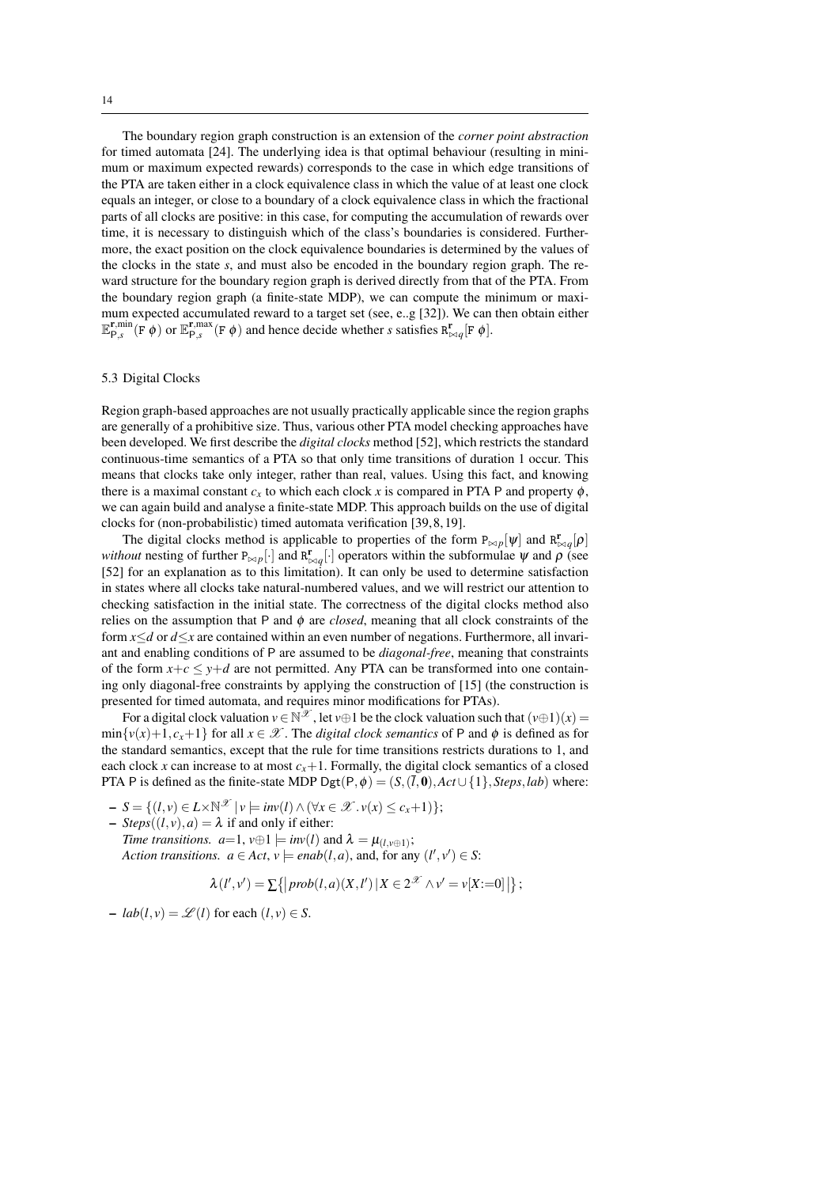The boundary region graph construction is an extension of the *corner point abstraction* for timed automata [24]. The underlying idea is that optimal behaviour (resulting in minimum or maximum expected rewards) corresponds to the case in which edge transitions of the PTA are taken either in a clock equivalence class in which the value of at least one clock equals an integer, or close to a boundary of a clock equivalence class in which the fractional parts of all clocks are positive: in this case, for computing the accumulation of rewards over time, it is necessary to distinguish which of the class's boundaries is considered. Furthermore, the exact position on the clock equivalence boundaries is determined by the values of the clocks in the state $s$, and must also be encoded in the boundary region graph. The reward structure for the boundary region graph is derived directly from that of the PTA. From the boundary region graph (a finite-state MDP), we can compute the minimum or maximum expected accumulated reward to a target set (see, e..g [32]). We can then obtain either $\mathbb{E}^{\mathbf{r},\min}_{\mathsf{P},s}(\mathtt{F}\ \phi)$ or $\mathbb{E}^{\mathbf{r},\max}_{\mathsf{P},s}(\mathtt{F}\ \phi)$ and hence decide whether $s$ satisfies $\mathtt{R}^{\mathbf{r}}_{\bowtie q}[\mathtt{F}\ \phi]$.

### 5.3 Digital Clocks

Region graph-based approaches are not usually practically applicable since the region graphs are generally of a prohibitive size. Thus, various other PTA model checking approaches have been developed. We first describe the *digital clocks* method [52], which restricts the standard continuous-time semantics of a PTA so that only time transitions of duration 1 occur. This means that clocks take only integer, rather than real, values. Using this fact, and knowing there is a maximal constant $c_x$ to which each clock $x$ is compared in PTA $\mathsf{P}$ and property $\phi$, we can again build and analyse a finite-state MDP. This approach builds on the use of digital clocks for (non-probabilistic) timed automata verification [39,8,19].

The digital clocks method is applicable to properties of the form $\mathtt{P}_{\bowtie p}[\psi]$ and $\mathtt{R}^{\mathbf{r}}_{\bowtie q}[\rho]$ *without* nesting of further $\mathtt{P}_{\bowtie p}[\cdot]$ and $\mathtt{R}^{\mathbf{r}}_{\bowtie q}[\cdot]$ operators within the subformulae $\psi$ and $\rho$ (see [52] for an explanation as to this limitation). It can only be used to determine satisfaction in states where all clocks take natural-numbered values, and we will restrict our attention to checking satisfaction in the initial state. The correctness of the digital clocks method also relies on the assumption that $\mathsf{P}$ and $\phi$ are *closed*, meaning that all clock constraints of the form $x{\le}d$ or $d{\le}x$ are contained within an even number of negations. Furthermore, all invariant and enabling conditions of $\mathsf{P}$ are assumed to be *diagonal-free*, meaning that constraints of the form $x{+}c \le y{+}d$ are not permitted. Any PTA can be transformed into one containing only diagonal-free constraints by applying the construction of [15] (the construction is presented for timed automata, and requires minor modifications for PTAs).

For a digital clock valuation $v \in \mathbb{N}^{\mathscr{X}}$, let $v{\oplus}1$ be the clock valuation such that $(v{\oplus}1)(x) = \min\{v(x){+}1, c_x{+}1\}$ for all $x \in \mathscr{X}$. The *digital clock semantics* of $\mathsf{P}$ and $\phi$ is defined as for the standard semantics, except that the rule for time transitions restricts durations to 1, and each clock $x$ can increase to at most $c_x{+}1$. Formally, the digital clock semantics of a closed PTA $\mathsf{P}$ is defined as the finite-state MDP $\mathsf{Dgt}(\mathsf{P},\phi) = (S, (\bar{l},\mathbf{0}), Act \cup \{1\}, Steps, lab)$ where:

- $S = \{(l,v) \in L{\times}\mathbb{N}^{\mathscr{X}} \mid v \models inv(l) \wedge (\forall x \in \mathscr{X}.\, v(x) \le c_x{+}1)\}$;
- $Steps((l,v),a) = \lambda$ if and only if either:
  *Time transitions.* $a{=}1$, $v{\oplus}1 \models inv(l)$ and $\lambda = \mu_{(l,v\oplus 1)}$;
  *Action transitions.* $a \in Act$, $v \models enab(l,a)$, and, for any $(l',v') \in S$:

$$\lambda(l',v') = \sum\big\{\big|\, prob(l,a)(X,l') \mid X \in 2^{\mathscr{X}} \wedge v' = v[X{:=}0] \,\big|\big\};$$

- $lab(l,v) = \mathscr{L}(l)$ for each $(l,v) \in S$.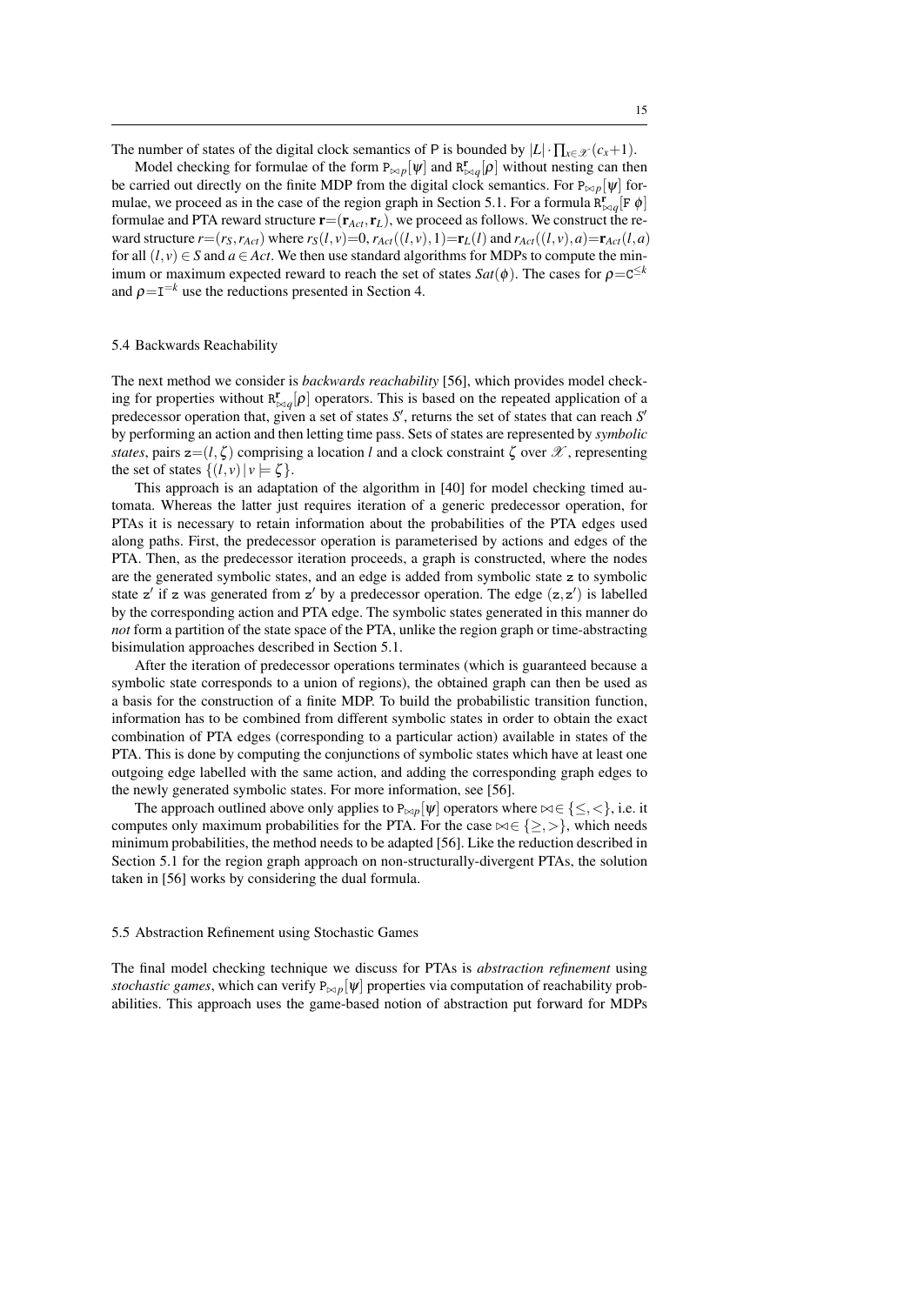The number of states of the digital clock semantics of P is bounded by $|L| \cdot \prod_{x \in \mathscr{X}} (c_x+1)$.

Model checking for formulae of the form $\mathtt{P}_{\bowtie p}[\psi]$ and $\mathtt{R}^{\mathbf{r}}_{\bowtie q}[\rho]$ without nesting can then be carried out directly on the finite MDP from the digital clock semantics. For $\mathtt{P}_{\bowtie p}[\psi]$ formulae, we proceed as in the case of the region graph in Section 5.1. For a formula $\mathtt{R}^{\mathbf{r}}_{\bowtie q}[\mathtt{F}\ \phi]$ formulae and PTA reward structure $\mathbf{r}=(\mathbf{r}_{Act}, \mathbf{r}_L)$, we proceed as follows. We construct the reward structure $r=(r_S, r_{Act})$ where $r_S(l,v)=0$, $r_{Act}((l,v),1)=\mathbf{r}_L(l)$ and $r_{Act}((l,v),a)=\mathbf{r}_{Act}(l,a)$ for all $(l,v) \in S$ and $a \in Act$. We then use standard algorithms for MDPs to compute the minimum or maximum expected reward to reach the set of states $Sat(\phi)$. The cases for $\rho=\mathtt{C}^{\leq k}$ and $\rho=\mathtt{I}^{=k}$ use the reductions presented in Section 4.

### 5.4 Backwards Reachability

The next method we consider is *backwards reachability* [56], which provides model checking for properties without $\mathtt{R}^{\mathbf{r}}_{\bowtie q}[\rho]$ operators. This is based on the repeated application of a predecessor operation that, given a set of states $S'$, returns the set of states that can reach $S'$ by performing an action and then letting time pass. Sets of states are represented by *symbolic states*, pairs $\mathtt{z}=(l,\zeta)$ comprising a location $l$ and a clock constraint $\zeta$ over $\mathscr{X}$, representing the set of states $\{(l,v) \,|\, v \models \zeta\}$.

This approach is an adaptation of the algorithm in [40] for model checking timed automata. Whereas the latter just requires iteration of a generic predecessor operation, for PTAs it is necessary to retain information about the probabilities of the PTA edges used along paths. First, the predecessor operation is parameterised by actions and edges of the PTA. Then, as the predecessor iteration proceeds, a graph is constructed, where the nodes are the generated symbolic states, and an edge is added from symbolic state $\mathtt{z}$ to symbolic state $\mathtt{z}'$ if $\mathtt{z}$ was generated from $\mathtt{z}'$ by a predecessor operation. The edge $(\mathtt{z},\mathtt{z}')$ is labelled by the corresponding action and PTA edge. The symbolic states generated in this manner do *not* form a partition of the state space of the PTA, unlike the region graph or time-abstracting bisimulation approaches described in Section 5.1.

After the iteration of predecessor operations terminates (which is guaranteed because a symbolic state corresponds to a union of regions), the obtained graph can then be used as a basis for the construction of a finite MDP. To build the probabilistic transition function, information has to be combined from different symbolic states in order to obtain the exact combination of PTA edges (corresponding to a particular action) available in states of the PTA. This is done by computing the conjunctions of symbolic states which have at least one outgoing edge labelled with the same action, and adding the corresponding graph edges to the newly generated symbolic states. For more information, see [56].

The approach outlined above only applies to $\mathtt{P}_{\bowtie p}[\psi]$ operators where $\bowtie \in \{\leq,<\}$, i.e. it computes only maximum probabilities for the PTA. For the case $\bowtie \in \{\geq,>\}$, which needs minimum probabilities, the method needs to be adapted [56]. Like the reduction described in Section 5.1 for the region graph approach on non-structurally-divergent PTAs, the solution taken in [56] works by considering the dual formula.

### 5.5 Abstraction Refinement using Stochastic Games

The final model checking technique we discuss for PTAs is *abstraction refinement* using *stochastic games*, which can verify $\mathtt{P}_{\bowtie p}[\psi]$ properties via computation of reachability probabilities. This approach uses the game-based notion of abstraction put forward for MDPs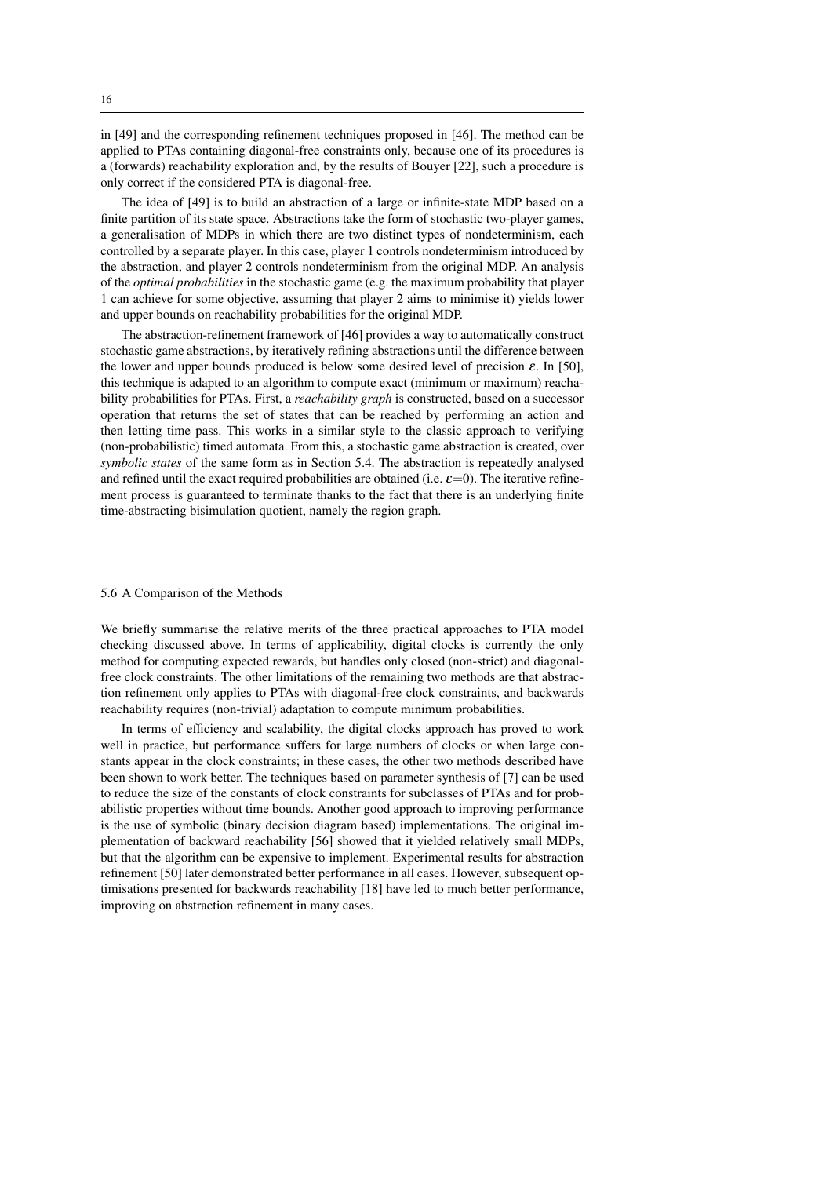in [49] and the corresponding refinement techniques proposed in [46]. The method can be applied to PTAs containing diagonal-free constraints only, because one of its procedures is a (forwards) reachability exploration and, by the results of Bouyer [22], such a procedure is only correct if the considered PTA is diagonal-free.

The idea of [49] is to build an abstraction of a large or infinite-state MDP based on a finite partition of its state space. Abstractions take the form of stochastic two-player games, a generalisation of MDPs in which there are two distinct types of nondeterminism, each controlled by a separate player. In this case, player 1 controls nondeterminism introduced by the abstraction, and player 2 controls nondeterminism from the original MDP. An analysis of the *optimal probabilities* in the stochastic game (e.g. the maximum probability that player 1 can achieve for some objective, assuming that player 2 aims to minimise it) yields lower and upper bounds on reachability probabilities for the original MDP.

The abstraction-refinement framework of [46] provides a way to automatically construct stochastic game abstractions, by iteratively refining abstractions until the difference between the lower and upper bounds produced is below some desired level of precision $\varepsilon$. In [50], this technique is adapted to an algorithm to compute exact (minimum or maximum) reachability probabilities for PTAs. First, a *reachability graph* is constructed, based on a successor operation that returns the set of states that can be reached by performing an action and then letting time pass. This works in a similar style to the classic approach to verifying (non-probabilistic) timed automata. From this, a stochastic game abstraction is created, over *symbolic states* of the same form as in Section 5.4. The abstraction is repeatedly analysed and refined until the exact required probabilities are obtained (i.e. $\varepsilon$=0). The iterative refinement process is guaranteed to terminate thanks to the fact that there is an underlying finite time-abstracting bisimulation quotient, namely the region graph.

### 5.6 A Comparison of the Methods

We briefly summarise the relative merits of the three practical approaches to PTA model checking discussed above. In terms of applicability, digital clocks is currently the only method for computing expected rewards, but handles only closed (non-strict) and diagonal-free clock constraints. The other limitations of the remaining two methods are that abstraction refinement only applies to PTAs with diagonal-free clock constraints, and backwards reachability requires (non-trivial) adaptation to compute minimum probabilities.

In terms of efficiency and scalability, the digital clocks approach has proved to work well in practice, but performance suffers for large numbers of clocks or when large constants appear in the clock constraints; in these cases, the other two methods described have been shown to work better. The techniques based on parameter synthesis of [7] can be used to reduce the size of the constants of clock constraints for subclasses of PTAs and for probabilistic properties without time bounds. Another good approach to improving performance is the use of symbolic (binary decision diagram based) implementations. The original implementation of backward reachability [56] showed that it yielded relatively small MDPs, but that the algorithm can be expensive to implement. Experimental results for abstraction refinement [50] later demonstrated better performance in all cases. However, subsequent optimisations presented for backwards reachability [18] have led to much better performance, improving on abstraction refinement in many cases.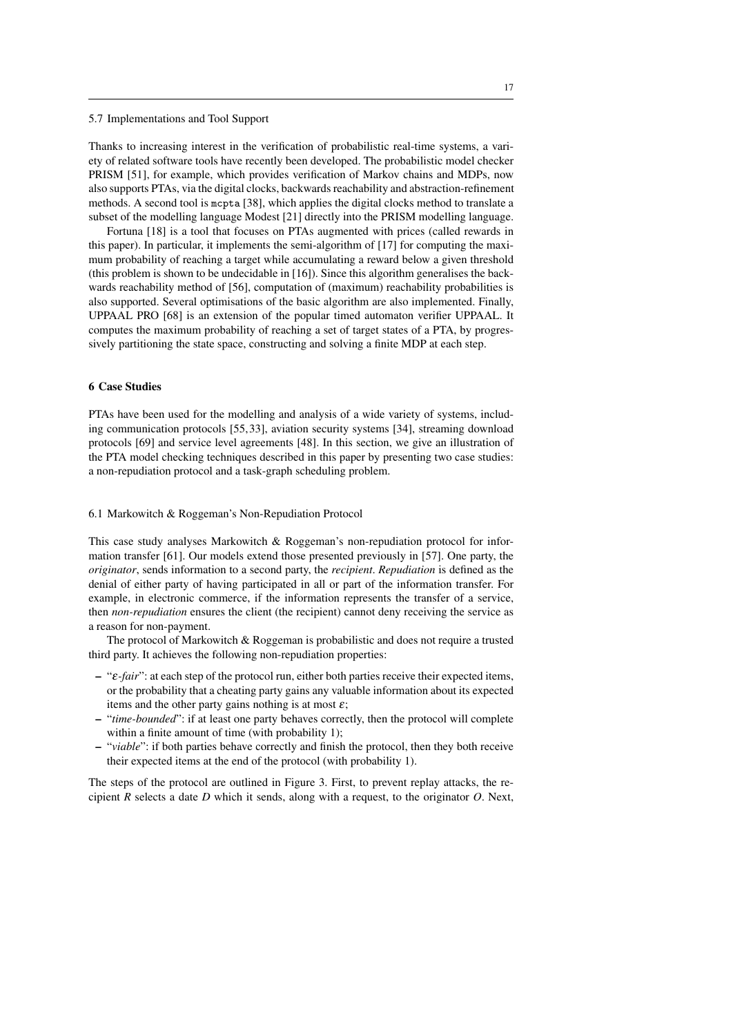### 5.7 Implementations and Tool Support

Thanks to increasing interest in the verification of probabilistic real-time systems, a variety of related software tools have recently been developed. The probabilistic model checker PRISM [51], for example, which provides verification of Markov chains and MDPs, now also supports PTAs, via the digital clocks, backwards reachability and abstraction-refinement methods. A second tool is `mcpta` [38], which applies the digital clocks method to translate a subset of the modelling language Modest [21] directly into the PRISM modelling language.

Fortuna [18] is a tool that focuses on PTAs augmented with prices (called rewards in this paper). In particular, it implements the semi-algorithm of [17] for computing the maximum probability of reaching a target while accumulating a reward below a given threshold (this problem is shown to be undecidable in [16]). Since this algorithm generalises the backwards reachability method of [56], computation of (maximum) reachability probabilities is also supported. Several optimisations of the basic algorithm are also implemented. Finally, UPPAAL PRO [68] is an extension of the popular timed automaton verifier UPPAAL. It computes the maximum probability of reaching a set of target states of a PTA, by progressively partitioning the state space, constructing and solving a finite MDP at each step.

## 6 Case Studies

PTAs have been used for the modelling and analysis of a wide variety of systems, including communication protocols [55, 33], aviation security systems [34], streaming download protocols [69] and service level agreements [48]. In this section, we give an illustration of the PTA model checking techniques described in this paper by presenting two case studies: a non-repudiation protocol and a task-graph scheduling problem.

### 6.1 Markowitch & Roggeman's Non-Repudiation Protocol

This case study analyses Markowitch & Roggeman's non-repudiation protocol for information transfer [61]. Our models extend those presented previously in [57]. One party, the *originator*, sends information to a second party, the *recipient*. *Repudiation* is defined as the denial of either party of having participated in all or part of the information transfer. For example, in electronic commerce, if the information represents the transfer of a service, then *non-repudiation* ensures the client (the recipient) cannot deny receiving the service as a reason for non-payment.

The protocol of Markowitch & Roggeman is probabilistic and does not require a trusted third party. It achieves the following non-repudiation properties:

- "$\varepsilon$-*fair*": at each step of the protocol run, either both parties receive their expected items, or the probability that a cheating party gains any valuable information about its expected items and the other party gains nothing is at most $\varepsilon$;
- "*time-bounded*": if at least one party behaves correctly, then the protocol will complete within a finite amount of time (with probability 1);
- "*viable*": if both parties behave correctly and finish the protocol, then they both receive their expected items at the end of the protocol (with probability 1).

The steps of the protocol are outlined in Figure 3. First, to prevent replay attacks, the recipient $R$ selects a date $D$ which it sends, along with a request, to the originator $O$. Next,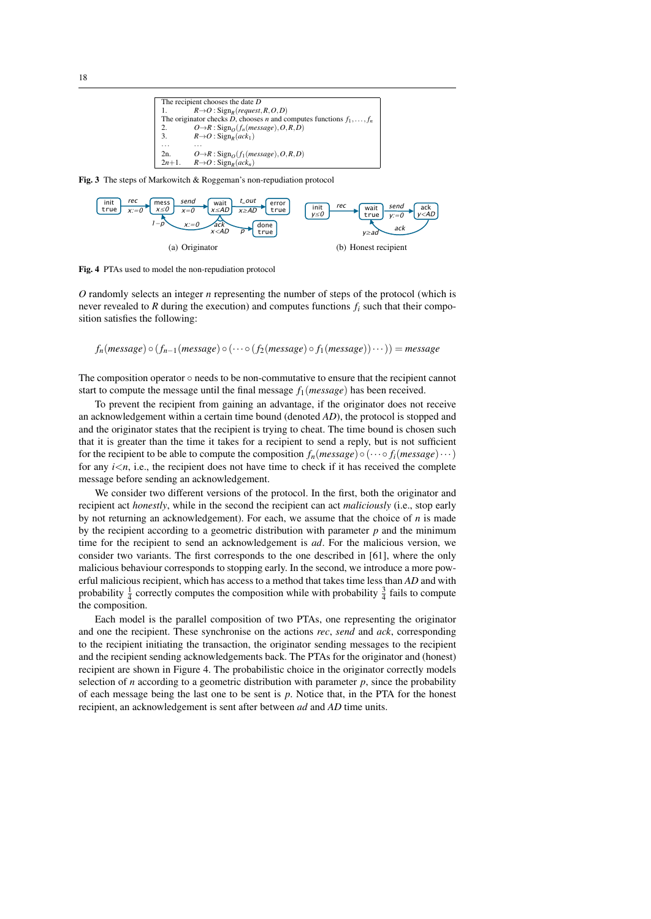| | |
|---|---|
| The recipient chooses the date $D$ | |
| 1. | $R \to O : \mathrm{Sign}_R(request, R, O, D)$ |
| The originator checks $D$, chooses $n$ and computes functions $f_1, \ldots, f_n$ | |
| 2. | $O \to R : \mathrm{Sign}_O(f_n(message), O, R, D)$ |
| 3. | $R \to O : \mathrm{Sign}_R(ack_1)$ |
| ... | ... |
| 2n. | $O \to R : \mathrm{Sign}_O(f_1(message), O, R, D)$ |
| 2n+1. | $R \to O : \mathrm{Sign}_R(ack_n)$ |

**Fig. 3** The steps of Markowitch & Roggeman's non-repudiation protocol

(a) Originator (b) Honest recipient

**Fig. 4** PTAs used to model the non-repudiation protocol

$O$ randomly selects an integer $n$ representing the number of steps of the protocol (which is never revealed to $R$ during the execution) and computes functions $f_i$ such that their composition satisfies the following:

$$f_n(message) \circ (f_{n-1}(message) \circ (\cdots \circ (f_2(message) \circ f_1(message)) \cdots)) = message$$

The composition operator $\circ$ needs to be non-commutative to ensure that the recipient cannot start to compute the message until the final message $f_1(message)$ has been received.

To prevent the recipient from gaining an advantage, if the originator does not receive an acknowledgement within a certain time bound (denoted $AD$), the protocol is stopped and and the originator states that the recipient is trying to cheat. The time bound is chosen such that it is greater than the time it takes for a recipient to send a reply, but is not sufficient for the recipient to be able to compute the composition $f_n(message) \circ (\cdots \circ f_i(message) \cdots)$ for any $i<n$, i.e., the recipient does not have time to check if it has received the complete message before sending an acknowledgement.

We consider two different versions of the protocol. In the first, both the originator and recipient act *honestly*, while in the second the recipient can act *maliciously* (i.e., stop early by not returning an acknowledgement). For each, we assume that the choice of $n$ is made by the recipient according to a geometric distribution with parameter $p$ and the minimum time for the recipient to send an acknowledgement is $ad$. For the malicious version, we consider two variants. The first corresponds to the one described in [61], where the only malicious behaviour corresponds to stopping early. In the second, we introduce a more powerful malicious recipient, which has access to a method that takes time less than $AD$ and with probability $\frac{1}{4}$ correctly computes the composition while with probability $\frac{3}{4}$ fails to compute the composition.

Each model is the parallel composition of two PTAs, one representing the originator and one the recipient. These synchronise on the actions *rec*, *send* and *ack*, corresponding to the recipient initiating the transaction, the originator sending messages to the recipient and the recipient sending acknowledgements back. The PTAs for the originator and (honest) recipient are shown in Figure 4. The probabilistic choice in the originator correctly models selection of $n$ according to a geometric distribution with parameter $p$, since the probability of each message being the last one to be sent is $p$. Notice that, in the PTA for the honest recipient, an acknowledgement is sent after between $ad$ and $AD$ time units.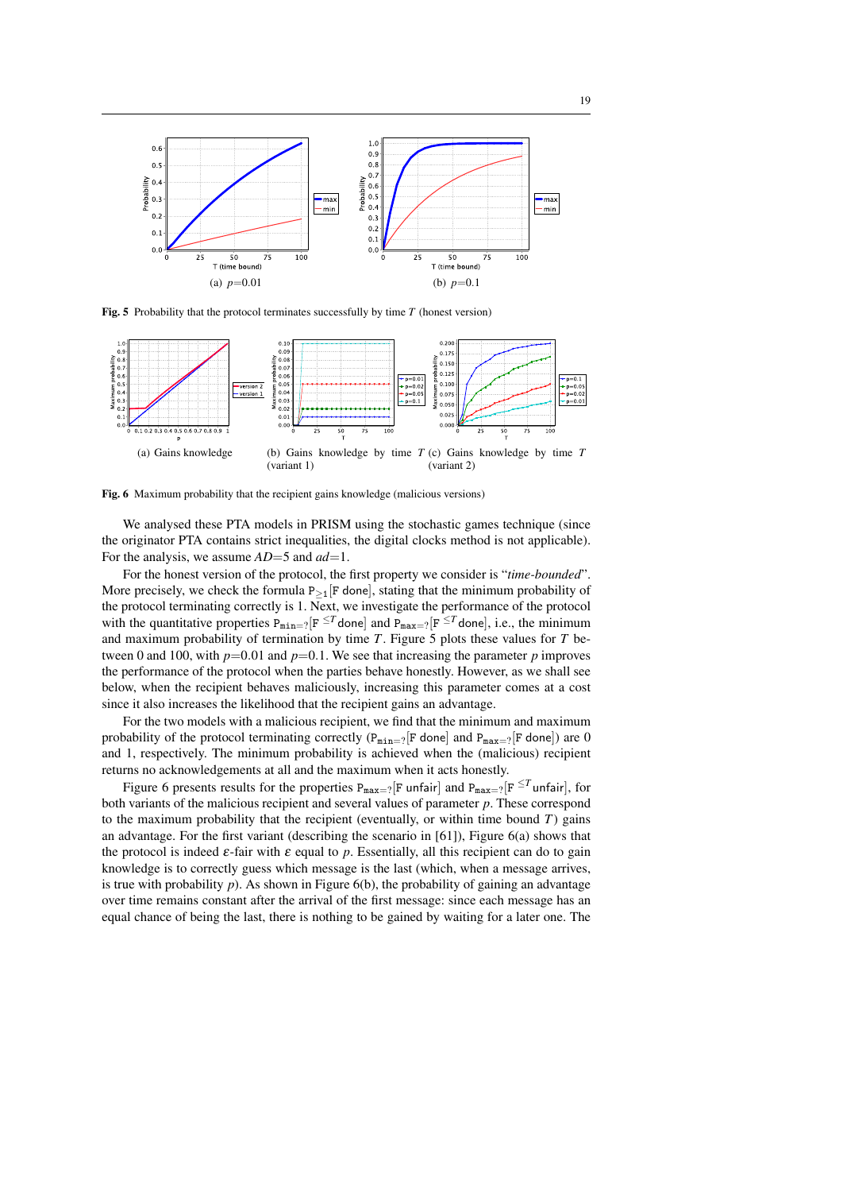(a) $p$=0.01

(b) $p$=0.1

**Fig. 5** Probability that the protocol terminates successfully by time $T$ (honest version)

(a) Gains knowledge

(b) Gains knowledge by time $T$ (variant 1)

(c) Gains knowledge by time $T$ (variant 2)

**Fig. 6** Maximum probability that the recipient gains knowledge (malicious versions)

We analysed these PTA models in PRISM using the stochastic games technique (since the originator PTA contains strict inequalities, the digital clocks method is not applicable). For the analysis, we assume $AD$=5 and $ad$=1.

For the honest version of the protocol, the first property we consider is "*time-bounded*". More precisely, we check the formula $\mathtt{P}_{\geq 1}[\mathtt{F}\ \mathsf{done}]$, stating that the minimum probability of the protocol terminating correctly is 1. Next, we investigate the performance of the protocol with the quantitative properties $\mathtt{P}_{\mathtt{min}=?}[\mathtt{F}^{\leq T}\mathsf{done}]$ and $\mathtt{P}_{\mathtt{max}=?}[\mathtt{F}^{\leq T}\mathsf{done}]$, i.e., the minimum and maximum probability of termination by time $T$. Figure 5 plots these values for $T$ between 0 and 100, with $p$=0.01 and $p$=0.1. We see that increasing the parameter $p$ improves the performance of the protocol when the parties behave honestly. However, as we shall see below, when the recipient behaves maliciously, increasing this parameter comes at a cost since it also increases the likelihood that the recipient gains an advantage.

For the two models with a malicious recipient, we find that the minimum and maximum probability of the protocol terminating correctly ($\mathtt{P}_{\mathtt{min}=?}[\mathtt{F}\ \mathsf{done}]$ and $\mathtt{P}_{\mathtt{max}=?}[\mathtt{F}\ \mathsf{done}]$) are 0 and 1, respectively. The minimum probability is achieved when the (malicious) recipient returns no acknowledgements at all and the maximum when it acts honestly.

Figure 6 presents results for the properties $\mathtt{P}_{\mathtt{max}=?}[\mathtt{F}\ \mathsf{unfair}]$ and $\mathtt{P}_{\mathtt{max}=?}[\mathtt{F}^{\leq T}\mathsf{unfair}]$, for both variants of the malicious recipient and several values of parameter $p$. These correspond to the maximum probability that the recipient (eventually, or within time bound $T$) gains an advantage. For the first variant (describing the scenario in [61]), Figure 6(a) shows that the protocol is indeed $\varepsilon$-fair with $\varepsilon$ equal to $p$. Essentially, all this recipient can do to gain knowledge is to correctly guess which message is the last (which, when a message arrives, is true with probability $p$). As shown in Figure 6(b), the probability of gaining an advantage over time remains constant after the arrival of the first message: since each message has an equal chance of being the last, there is nothing to be gained by waiting for a later one. The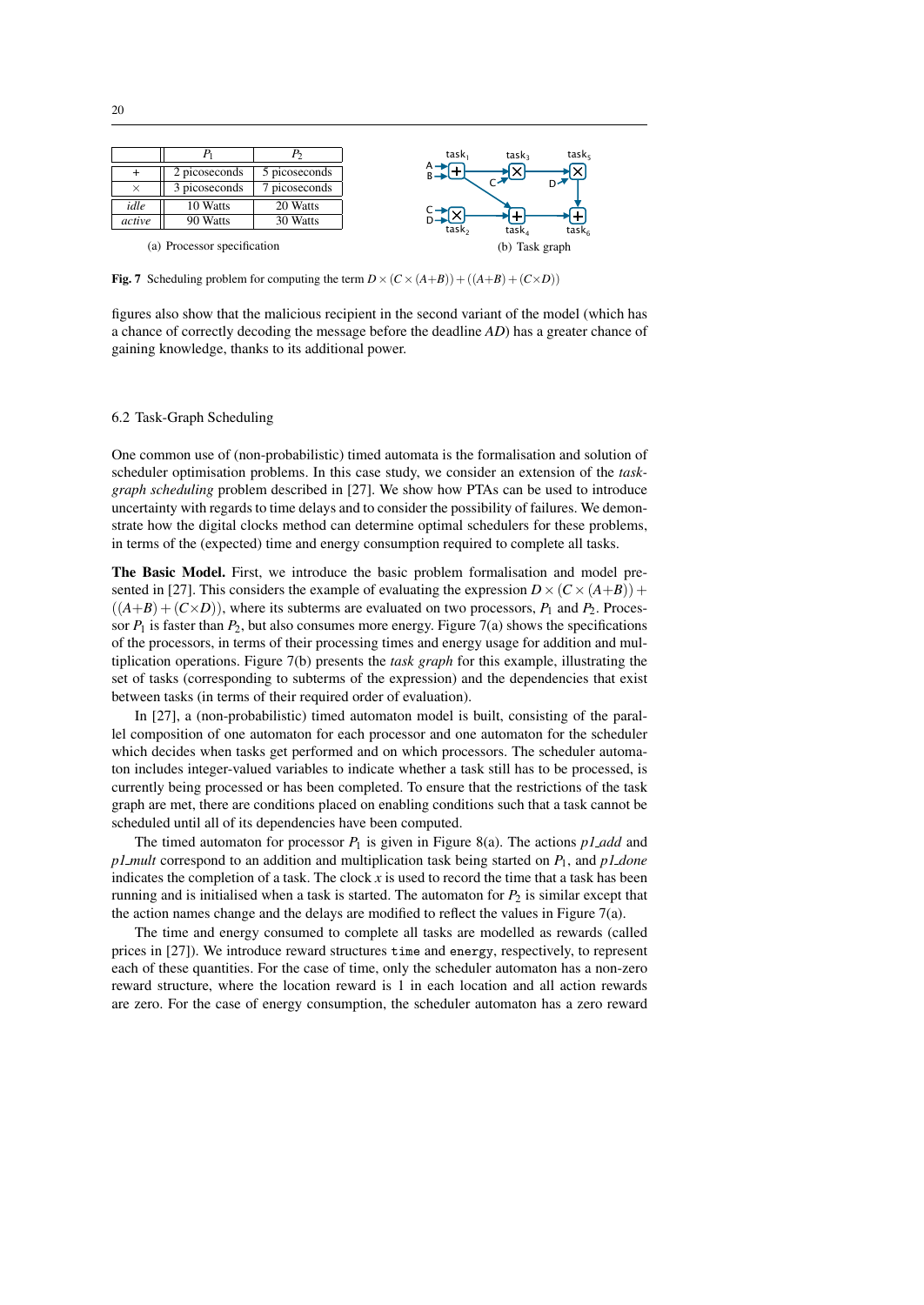|  | $P_1$ | $P_2$ |
|---|---|---|
| + | 2 picoseconds | 5 picoseconds |
| × | 3 picoseconds | 7 picoseconds |
| *idle* | 10 Watts | 20 Watts |
| *active* | 90 Watts | 30 Watts |

(a) Processor specification

(b) Task graph

**Fig. 7** Scheduling problem for computing the term $D\times(C\times(A+B))+((A+B)+(C\times D))$

figures also show that the malicious recipient in the second variant of the model (which has a chance of correctly decoding the message before the deadline *AD*) has a greater chance of gaining knowledge, thanks to its additional power.

## 6.2 Task-Graph Scheduling

One common use of (non-probabilistic) timed automata is the formalisation and solution of scheduler optimisation problems. In this case study, we consider an extension of the *task-graph scheduling* problem described in [27]. We show how PTAs can be used to introduce uncertainty with regards to time delays and to consider the possibility of failures. We demonstrate how the digital clocks method can determine optimal schedulers for these problems, in terms of the (expected) time and energy consumption required to complete all tasks.

**The Basic Model.** First, we introduce the basic problem formalisation and model presented in [27]. This considers the example of evaluating the expression $D\times(C\times(A+B))+((A+B)+(C\times D))$, where its subterms are evaluated on two processors, $P_1$ and $P_2$. Processor $P_1$ is faster than $P_2$, but also consumes more energy. Figure 7(a) shows the specifications of the processors, in terms of their processing times and energy usage for addition and multiplication operations. Figure 7(b) presents the *task graph* for this example, illustrating the set of tasks (corresponding to subterms of the expression) and the dependencies that exist between tasks (in terms of their required order of evaluation).

In [27], a (non-probabilistic) timed automaton model is built, consisting of the parallel composition of one automaton for each processor and one automaton for the scheduler which decides when tasks get performed and on which processors. The scheduler automaton includes integer-valued variables to indicate whether a task still has to be processed, is currently being processed or has been completed. To ensure that the restrictions of the task graph are met, there are conditions placed on enabling conditions such that a task cannot be scheduled until all of its dependencies have been computed.

The timed automaton for processor $P_1$ is given in Figure 8(a). The actions *p1_add* and *p1_mult* correspond to an addition and multiplication task being started on $P_1$, and *p1_done* indicates the completion of a task. The clock $x$ is used to record the time that a task has been running and is initialised when a task is started. The automaton for $P_2$ is similar except that the action names change and the delays are modified to reflect the values in Figure 7(a).

The time and energy consumed to complete all tasks are modelled as rewards (called prices in [27]). We introduce reward structures `time` and `energy`, respectively, to represent each of these quantities. For the case of time, only the scheduler automaton has a non-zero reward structure, where the location reward is 1 in each location and all action rewards are zero. For the case of energy consumption, the scheduler automaton has a zero reward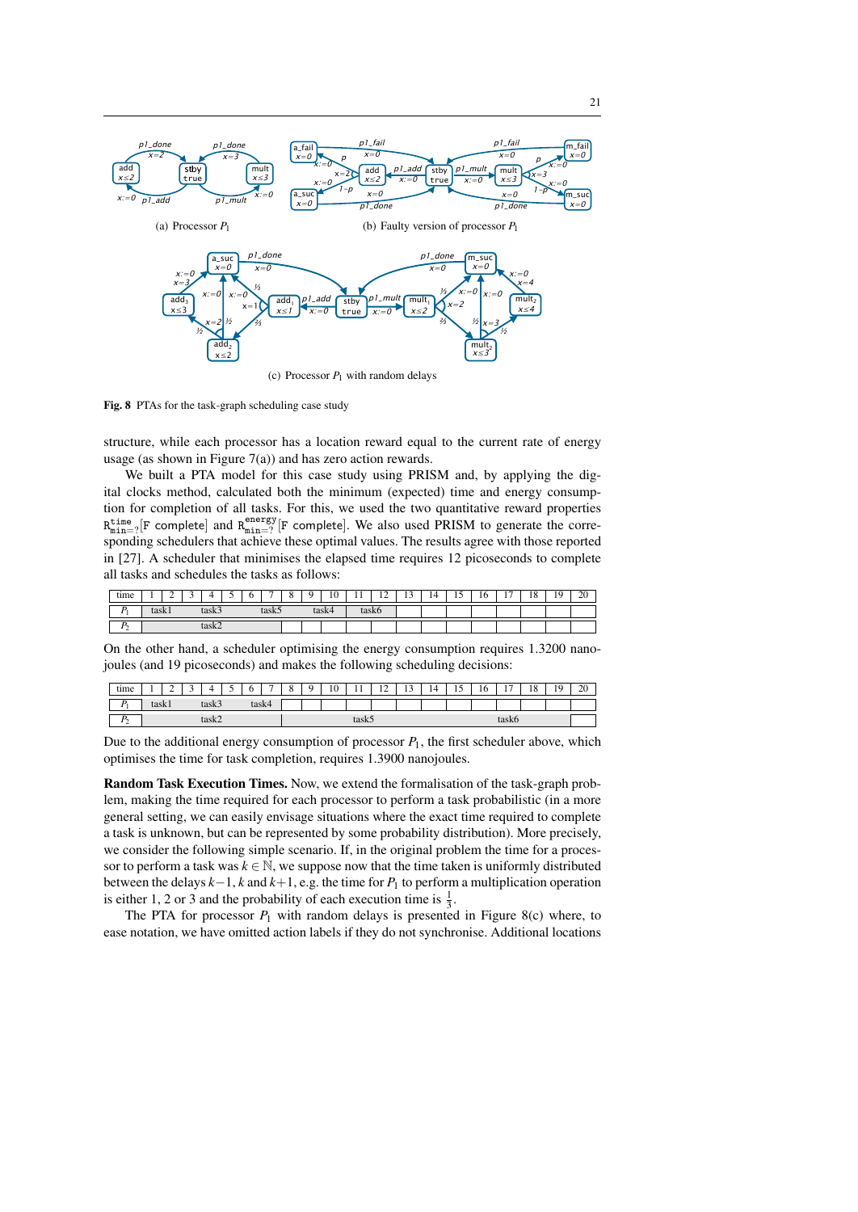(a) Processor $P_1$

(b) Faulty version of processor $P_1$

(c) Processor $P_1$ with random delays

**Fig. 8** PTAs for the task-graph scheduling case study

structure, while each processor has a location reward equal to the current rate of energy usage (as shown in Figure 7(a)) and has zero action rewards.

We built a PTA model for this case study using PRISM and, by applying the digital clocks method, calculated both the minimum (expected) time and energy consumption for completion of all tasks. For this, we used the two quantitative reward properties $\mathtt{R}^{\mathtt{time}}_{\mathtt{min=?}}[\mathtt{F}\ \mathtt{complete}]$ and $\mathtt{R}^{\mathtt{energy}}_{\mathtt{min=?}}[\mathtt{F}\ \mathtt{complete}]$. We also used PRISM to generate the corresponding schedulers that achieve these optimal values. The results agree with those reported in [27]. A scheduler that minimises the elapsed time requires 12 picoseconds to complete all tasks and schedules the tasks as follows:

| time | 1 | 2 | 3 | 4 | 5 | 6 | 7 | 8 | 9 | 10 | 11 | 12 | 13 | 14 | 15 | 16 | 17 | 18 | 19 | 20 |
|---|---|---|---|---|---|---|---|---|---|---|---|---|---|---|---|---|---|---|---|---|
| $P_1$ | task1 | | task3 | | | task5 | | | task4 | | task6 | | | | | | | | | |
| $P_2$ | task2 | | | | | | | | | | | | | | | | | | | |

On the other hand, a scheduler optimising the energy consumption requires 1.3200 nanojoules (and 19 picoseconds) and makes the following scheduling decisions:

| time | 1 | 2 | 3 | 4 | 5 | 6 | 7 | 8 | 9 | 10 | 11 | 12 | 13 | 14 | 15 | 16 | 17 | 18 | 19 | 20 |
|---|---|---|---|---|---|---|---|---|---|---|---|---|---|---|---|---|---|---|---|---|
| $P_1$ | task1 | | task3 | | | task4 | | | | | | | | | | | | | | |
| $P_2$ | task2 | | | | | | | task5 | | | | | | | task6 | | | | | |

Due to the additional energy consumption of processor $P_1$, the first scheduler above, which optimises the time for task completion, requires 1.3900 nanojoules.

**Random Task Execution Times.** Now, we extend the formalisation of the task-graph problem, making the time required for each processor to perform a task probabilistic (in a more general setting, we can easily envisage situations where the exact time required to complete a task is unknown, but can be represented by some probability distribution). More precisely, we consider the following simple scenario. If, in the original problem the time for a processor to perform a task was $k \in \mathbb{N}$, we suppose now that the time taken is uniformly distributed between the delays $k-1$, $k$ and $k+1$, e.g. the time for $P_1$ to perform a multiplication operation is either 1, 2 or 3 and the probability of each execution time is $\frac{1}{3}$.

The PTA for processor $P_1$ with random delays is presented in Figure 8(c) where, to ease notation, we have omitted action labels if they do not synchronise. Additional locations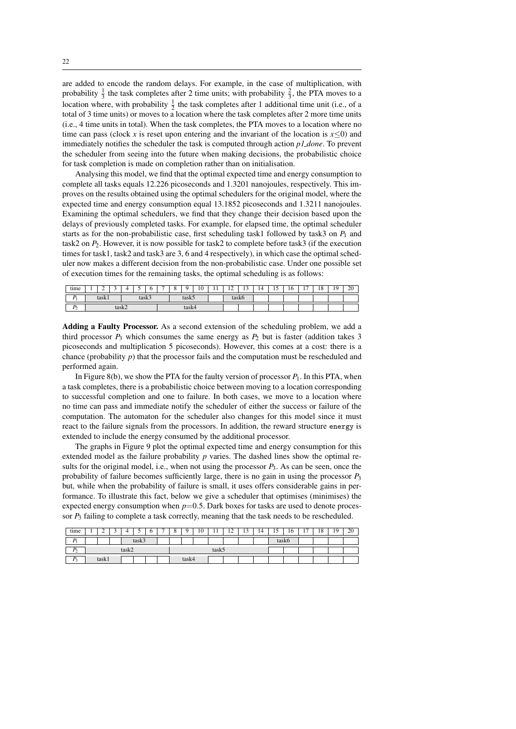are added to encode the random delays. For example, in the case of multiplication, with probability $\frac{1}{3}$ the task completes after 2 time units; with probability $\frac{2}{3}$, the PTA moves to a location where, with probability $\frac{1}{2}$ the task completes after 1 additional time unit (i.e., of a total of 3 time units) or moves to a location where the task completes after 2 more time units (i.e., 4 time units in total). When the task completes, the PTA moves to a location where no time can pass (clock $x$ is reset upon entering and the invariant of the location is $x \leq 0$) and immediately notifies the scheduler the task is computed through action *p1_done*. To prevent the scheduler from seeing into the future when making decisions, the probabilistic choice for task completion is made on completion rather than on initialisation.

Analysing this model, we find that the optimal expected time and energy consumption to complete all tasks equals 12.226 picoseconds and 1.3201 nanojoules, respectively. This improves on the results obtained using the optimal schedulers for the original model, where the expected time and energy consumption equal 13.1852 picoseconds and 1.3211 nanojoules. Examining the optimal schedulers, we find that they change their decision based upon the delays of previously completed tasks. For example, for elapsed time, the optimal scheduler starts as for the non-probabilistic case, first scheduling task1 followed by task3 on $P_1$ and task2 on $P_2$. However, it is now possible for task2 to complete before task3 (if the execution times for task1, task2 and task3 are 3, 6 and 4 respectively), in which case the optimal scheduler now makes a different decision from the non-probabilistic case. Under one possible set of execution times for the remaining tasks, the optimal scheduling is as follows:

| time | 1 | 2 | 3 | 4 | 5 | 6 | 7 | 8 | 9 | 10 | 11 | 12 | 13 | 14 | 15 | 16 | 17 | 18 | 19 | 20 |
|---|---|---|---|---|---|---|---|---|---|---|---|---|---|---|---|---|---|---|---|---|
| $P_1$ | | task1 | | | task3 | | | | task5 | | | task6 | | | | | | | | |
| $P_2$ | | | | task2 | | | | | task4 | | | | | | | | | | | |

**Adding a Faulty Processor.** As a second extension of the scheduling problem, we add a third processor $P_3$ which consumes the same energy as $P_2$ but is faster (addition takes 3 picoseconds and multiplication 5 picoseconds). However, this comes at a cost: there is a chance (probability $p$) that the processor fails and the computation must be rescheduled and performed again.

In Figure 8(b), we show the PTA for the faulty version of processor $P_1$. In this PTA, when a task completes, there is a probabilistic choice between moving to a location corresponding to successful completion and one to failure. In both cases, we move to a location where no time can pass and immediate notify the scheduler of either the success or failure of the computation. The automaton for the scheduler also changes for this model since it must react to the failure signals from the processors. In addition, the reward structure `energy` is extended to include the energy consumed by the additional processor.

The graphs in Figure 9 plot the optimal expected time and energy consumption for this extended model as the failure probability $p$ varies. The dashed lines show the optimal results for the original model, i.e., when not using the processor $P_3$. As can be seen, once the probability of failure becomes sufficiently large, there is no gain in using the processor $P_3$ but, while when the probability of failure is small, it uses offers considerable gains in performance. To illustrate this fact, below we give a scheduler that optimises (minimises) the expected energy consumption when $p$=0.5. Dark boxes for tasks are used to denote processor $P_3$ failing to complete a task correctly, meaning that the task needs to be rescheduled.

| time | 1 | 2 | 3 | 4 | 5 | 6 | 7 | 8 | 9 | 10 | 11 | 12 | 13 | 14 | 15 | 16 | 17 | 18 | 19 | 20 |
|---|---|---|---|---|---|---|---|---|---|---|---|---|---|---|---|---|---|---|---|---|
| $P_1$ | | | | | task3 | | | | | | | | | | task6 | | | | | |
| $P_2$ | | | | task2 | | | | | | | task5 | | | | | | | | | |
| $P_3$ | | task1 | | | | | | | task4 | | | | | | | | | | | |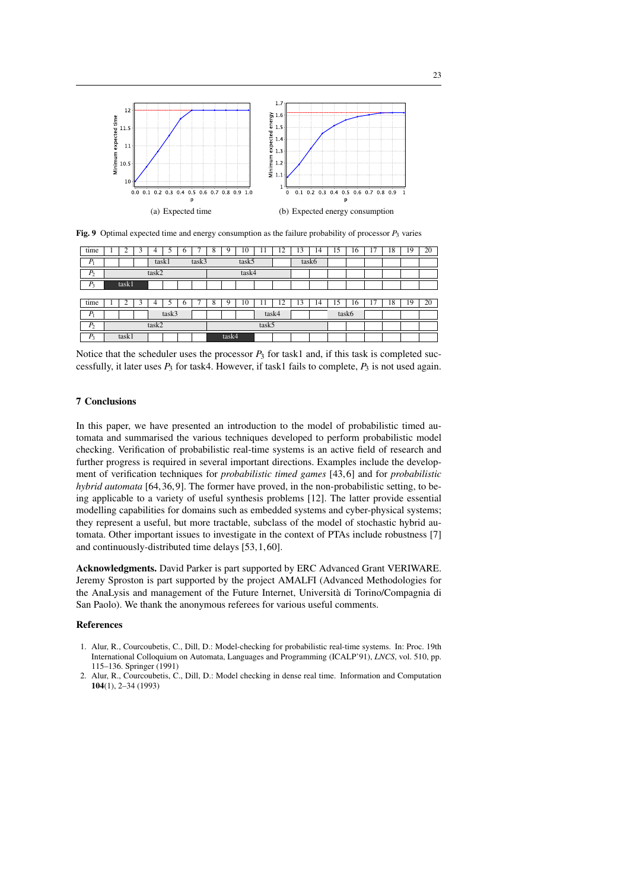(a) Expected time

(b) Expected energy consumption

**Fig. 9** Optimal expected time and energy consumption as the failure probability of processor $P_3$ varies

| time | 1 | 2 | 3 | 4 | 5 | 6 | 7 | 8 | 9 | 10 | 11 | 12 | 13 | 14 | 15 | 16 | 17 | 18 | 19 | 20 |
|---|---|---|---|---|---|---|---|---|---|---|---|---|---|---|---|---|---|---|---|---|
| $P_1$ | | | | task1 | | task3 | | | task5 | | | | task6 | | | | | | | |
| $P_2$ | task2 | | | | | | | task4 | | | | | | | | | | | | |
| $P_3$ | task1 | | | | | | | | | | | | | | | | | | | |

| time | 1 | 2 | 3 | 4 | 5 | 6 | 7 | 8 | 9 | 10 | 11 | 12 | 13 | 14 | 15 | 16 | 17 | 18 | 19 | 20 |
|---|---|---|---|---|---|---|---|---|---|---|---|---|---|---|---|---|---|---|---|---|
| $P_1$ | | | | task3 | | | | | | | task4 | | | | task6 | | | | | |
| $P_2$ | task2 | | | | | | | task5 | | | | | | | | | | | | |
| $P_3$ | task1 | | | | | | | task4 | | | | | | | | | | | | |

Notice that the scheduler uses the processor $P_3$ for task1 and, if this task is completed successfully, it later uses $P_3$ for task4. However, if task1 fails to complete, $P_3$ is not used again.

## 7 Conclusions

In this paper, we have presented an introduction to the model of probabilistic timed automata and summarised the various techniques developed to perform probabilistic model checking. Verification of probabilistic real-time systems is an active field of research and further progress is required in several important directions. Examples include the development of verification techniques for *probabilistic timed games* [43,6] and for *probabilistic hybrid automata* [64,36,9]. The former have proved, in the non-probabilistic setting, to being applicable to a variety of useful synthesis problems [12]. The latter provide essential modelling capabilities for domains such as embedded systems and cyber-physical systems; they represent a useful, but more tractable, subclass of the model of stochastic hybrid automata. Other important issues to investigate in the context of PTAs include robustness [7] and continuously-distributed time delays [53,1,60].

**Acknowledgments.** David Parker is part supported by ERC Advanced Grant VERIWARE. Jeremy Sproston is part supported by the project AMALFI (Advanced Methodologies for the AnaLysis and management of the Future Internet, Università di Torino/Compagnia di San Paolo). We thank the anonymous referees for various useful comments.

## References

1. Alur, R., Courcoubetis, C., Dill, D.: Model-checking for probabilistic real-time systems. In: Proc. 19th International Colloquium on Automata, Languages and Programming (ICALP'91), *LNCS*, vol. 510, pp. 115–136. Springer (1991)
2. Alur, R., Courcoubetis, C., Dill, D.: Model checking in dense real time. Information and Computation **104**(1), 2–34 (1993)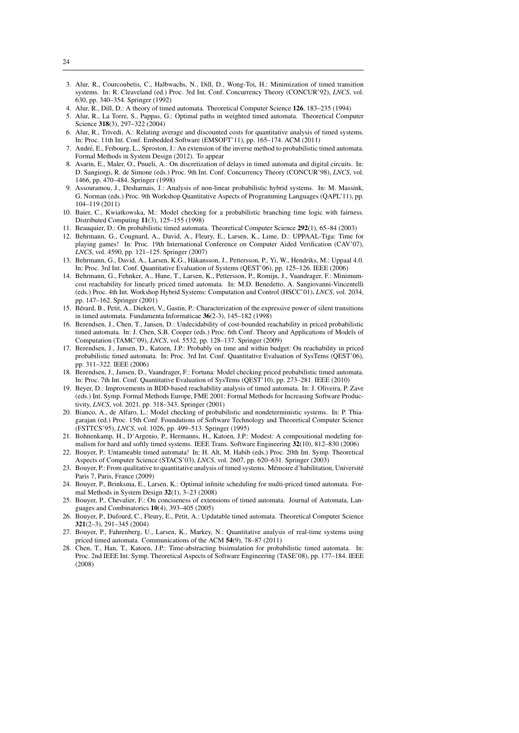3. Alur, R., Courcoubetis, C., Halbwachs, N., Dill, D., Wong-Toi, H.: Minimization of timed transition systems. In: R. Cleaveland (ed.) Proc. 3rd Int. Conf. Concurrency Theory (CONCUR'92), *LNCS*, vol. 630, pp. 340–354. Springer (1992)
4. Alur, R., Dill, D.: A theory of timed automata. Theoretical Computer Science **126**, 183–235 (1994)
5. Alur, R., La Torre, S., Pappas, G.: Optimal paths in weighted timed automata. Theoretical Computer Science **318**(3), 297–322 (2004)
6. Alur, R., Trivedi, A.: Relating average and discounted costs for quantitative analysis of timed systems. In: Proc. 11th Int. Conf. Embedded Software (EMSOFT'11), pp. 165–174. ACM (2011)
7. André, E., Fribourg, L., Sproston, J.: An extension of the inverse method to probabilistic timed automata. Formal Methods in System Design (2012). To appear
8. Asarin, E., Maler, O., Pnueli, A.: On discretization of delays in timed automata and digital circuits. In: D. Sangiorgi, R. de Simone (eds.) Proc. 9th Int. Conf. Concurrency Theory (CONCUR'98), *LNCS*, vol. 1466, pp. 470–484. Springer (1998)
9. Assouramou, J., Desharnais, J.: Analysis of non-linear probabilistic hybrid systems. In: M. Massink, G. Norman (eds.) Proc. 9th Workshop Quantitative Aspects of Programming Languages (QAPL'11), pp. 104–119 (2011)
10. Baier, C., Kwiatkowska, M.: Model checking for a probabilistic branching time logic with fairness. Distributed Computing **11**(3), 125–155 (1998)
11. Beauquier, D.: On probabilistic timed automata. Theoretical Computer Science **292**(1), 65–84 (2003)
12. Behrmann, G., Cougnard, A., David, A., Fleury, E., Larsen, K., Lime, D.: UPPAAL-Tiga: Time for playing games! In: Proc. 19th International Conference on Computer Aided Verification (CAV'07), *LNCS*, vol. 4590, pp. 121–125. Springer (2007)
13. Behrmann, G., David, A., Larsen, K.G., Håkansson, J., Pettersson, P., Yi, W., Hendriks, M.: Uppaal 4.0. In: Proc. 3rd Int. Conf. Quantitative Evaluation of Systems (QEST'06), pp. 125–126. IEEE (2006)
14. Behrmann, G., Fehnker, A., Hune, T., Larsen, K., Pettersson, P., Romijn, J., Vaandrager, F.: Minimum-cost reachability for linearly priced timed automata. In: M.D. Benedetto, A. Sangiovanni-Vincentelli (eds.) Proc. 4th Int. Workshop Hybrid Systems: Computation and Control (HSCC'01), *LNCS*, vol. 2034, pp. 147–162. Springer (2001)
15. Bérard, B., Petit, A., Diekert, V., Gastin, P.: Characterization of the expressive power of silent transitions in timed automata. Fundamenta Informaticae **36**(2-3), 145–182 (1998)
16. Berendsen, J., Chen, T., Jansen, D.: Undecidability of cost-bounded reachability in priced probabilistic timed automata. In: J. Chen, S.B. Cooper (eds.) Proc. 6th Conf. Theory and Applications of Models of Computation (TAMC'09), *LNCS*, vol. 5532, pp. 128–137. Springer (2009)
17. Berendsen, J., Jansen, D., Katoen, J.P.: Probably on time and within budget: On reachability in priced probabilistic timed automata. In: Proc. 3rd Int. Conf. Quantitative Evaluation of SysTems (QEST'06), pp. 311–322. IEEE (2006)
18. Berendsen, J., Jansen, D., Vaandrager, F.: Fortuna: Model checking priced probabilistic timed automata. In: Proc. 7th Int. Conf. Quantitative Evaluation of SysTems (QEST'10), pp. 273–281. IEEE (2010)
19. Beyer, D.: Improvements in BDD-based reachability analysis of timed automata. In: J. Oliveira, P. Zave (eds.) Int. Symp. Formal Methods Europe, FME 2001: Formal Methods for Increasing Software Productivity, *LNCS*, vol. 2021, pp. 318–343. Springer (2001)
20. Bianco, A., de Alfaro, L.: Model checking of probabilistic and nondeterministic systems. In: P. Thiagarajan (ed.) Proc. 15th Conf. Foundations of Software Technology and Theoretical Computer Science (FSTTCS'95), *LNCS*, vol. 1026, pp. 499–513. Springer (1995)
21. Bohnenkamp, H., D'Argenio, P., Hermanns, H., Katoen, J.P.: Modest: A compositional modeling formalism for hard and softly timed systems. IEEE Trans. Software Engineering **32**(10), 812–830 (2006)
22. Bouyer, P.: Untameable timed automata! In: H. Alt, M. Habib (eds.) Proc. 20th Int. Symp. Theoretical Aspects of Computer Science (STACS'03), *LNCS*, vol. 2607, pp. 620–631. Springer (2003)
23. Bouyer, P.: From qualitative to quantitative analysis of timed systems. Mémoire d'habilitation, Université Paris 7, Paris, France (2009)
24. Bouyer, P., Brinksma, E., Larsen, K.: Optimal infinite scheduling for multi-priced timed automata. Formal Methods in System Design **32**(1), 3–23 (2008)
25. Bouyer, P., Chevalier, F.: On conciseness of extensions of timed automata. Journal of Automata, Languages and Combinatorics **10**(4), 393–405 (2005)
26. Bouyer, P., Dufourd, C., Fleury, E., Petit, A.: Updatable timed automata. Theoretical Computer Science **321**(2–3), 291–345 (2004)
27. Bouyer, P., Fahrenberg, U., Larsen, K., Markey, N.: Quantitative analysis of real-time systems using priced timed automata. Communications of the ACM **54**(9), 78–87 (2011)
28. Chen, T., Han, T., Katoen, J.P.: Time-abstracting bisimulation for probabilistic timed automata. In: Proc. 2nd IEEE Int. Symp. Theoretical Aspects of Software Engineering (TASE'08), pp. 177–184. IEEE (2008)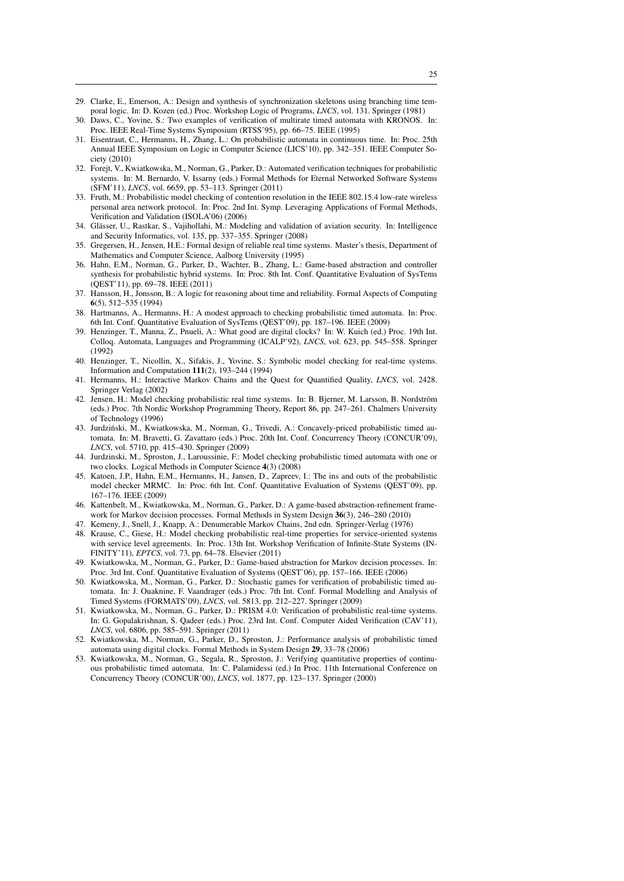29. Clarke, E., Emerson, A.: Design and synthesis of synchronization skeletons using branching time temporal logic. In: D. Kozen (ed.) Proc. Workshop Logic of Programs, *LNCS*, vol. 131. Springer (1981)
30. Daws, C., Yovine, S.: Two examples of verification of multirate timed automata with KRONOS. In: Proc. IEEE Real-Time Systems Symposium (RTSS'95), pp. 66–75. IEEE (1995)
31. Eisentraut, C., Hermanns, H., Zhang, L.: On probabilistic automata in continuous time. In: Proc. 25th Annual IEEE Symposium on Logic in Computer Science (LICS'10), pp. 342–351. IEEE Computer Society (2010)
32. Forejt, V., Kwiatkowska, M., Norman, G., Parker, D.: Automated verification techniques for probabilistic systems. In: M. Bernardo, V. Issarny (eds.) Formal Methods for Eternal Networked Software Systems (SFM'11), *LNCS*, vol. 6659, pp. 53–113. Springer (2011)
33. Fruth, M.: Probabilistic model checking of contention resolution in the IEEE 802.15.4 low-rate wireless personal area network protocol. In: Proc. 2nd Int. Symp. Leveraging Applications of Formal Methods, Verification and Validation (ISOLA'06) (2006)
34. Glässer, U., Rastkar, S., Vajihollahi, M.: Modeling and validation of aviation security. In: Intelligence and Security Informatics, vol. 135, pp. 337–355. Springer (2008)
35. Gregersen, H., Jensen, H.E.: Formal design of reliable real time systems. Master's thesis, Department of Mathematics and Computer Science, Aalborg University (1995)
36. Hahn, E.M., Norman, G., Parker, D., Wachter, B., Zhang, L.: Game-based abstraction and controller synthesis for probabilistic hybrid systems. In: Proc. 8th Int. Conf. Quantitative Evaluation of SysTems (QEST'11), pp. 69–78. IEEE (2011)
37. Hansson, H., Jonsson, B.: A logic for reasoning about time and reliability. Formal Aspects of Computing **6**(5), 512–535 (1994)
38. Hartmanns, A., Hermanns, H.: A modest approach to checking probabilistic timed automata. In: Proc. 6th Int. Conf. Quantitative Evaluation of SysTems (QEST'09), pp. 187–196. IEEE (2009)
39. Henzinger, T., Manna, Z., Pnueli, A.: What good are digital clocks? In: W. Kuich (ed.) Proc. 19th Int. Colloq. Automata, Languages and Programming (ICALP'92), *LNCS*, vol. 623, pp. 545–558. Springer (1992)
40. Henzinger, T., Nicollin, X., Sifakis, J., Yovine, S.: Symbolic model checking for real-time systems. Information and Computation **111**(2), 193–244 (1994)
41. Hermanns, H.: Interactive Markov Chains and the Quest for Quantified Quality, *LNCS*, vol. 2428. Springer Verlag (2002)
42. Jensen, H.: Model checking probabilistic real time systems. In: B. Bjerner, M. Larsson, B. Nordström (eds.) Proc. 7th Nordic Workshop Programming Theory, Report 86, pp. 247–261. Chalmers University of Technology (1996)
43. Jurdziński, M., Kwiatkowska, M., Norman, G., Trivedi, A.: Concavely-priced probabilistic timed automata. In: M. Bravetti, G. Zavattaro (eds.) Proc. 20th Int. Conf. Concurrency Theory (CONCUR'09), *LNCS*, vol. 5710, pp. 415–430. Springer (2009)
44. Jurdzinski, M., Sproston, J., Laroussinie, F.: Model checking probabilistic timed automata with one or two clocks. Logical Methods in Computer Science **4**(3) (2008)
45. Katoen, J.P., Hahn, E.M., Hermanns, H., Jansen, D., Zapreev, I.: The ins and outs of the probabilistic model checker MRMC. In: Proc. 6th Int. Conf. Quantitative Evaluation of Systems (QEST'09), pp. 167–176. IEEE (2009)
46. Kattenbelt, M., Kwiatkowska, M., Norman, G., Parker, D.: A game-based abstraction-refinement framework for Markov decision processes. Formal Methods in System Design **36**(3), 246–280 (2010)
47. Kemeny, J., Snell, J., Knapp, A.: Denumerable Markov Chains, 2nd edn. Springer-Verlag (1976)
48. Krause, C., Giese, H.: Model checking probabilistic real-time properties for service-oriented systems with service level agreements. In: Proc. 13th Int. Workshop Verification of Infinite-State Systems (INFINITY'11), *EPTCS*, vol. 73, pp. 64–78. Elsevier (2011)
49. Kwiatkowska, M., Norman, G., Parker, D.: Game-based abstraction for Markov decision processes. In: Proc. 3rd Int. Conf. Quantitative Evaluation of Systems (QEST'06), pp. 157–166. IEEE (2006)
50. Kwiatkowska, M., Norman, G., Parker, D.: Stochastic games for verification of probabilistic timed automata. In: J. Ouaknine, F. Vaandrager (eds.) Proc. 7th Int. Conf. Formal Modelling and Analysis of Timed Systems (FORMATS'09), *LNCS*, vol. 5813, pp. 212–227. Springer (2009)
51. Kwiatkowska, M., Norman, G., Parker, D.: PRISM 4.0: Verification of probabilistic real-time systems. In: G. Gopalakrishnan, S. Qadeer (eds.) Proc. 23rd Int. Conf. Computer Aided Verification (CAV'11), *LNCS*, vol. 6806, pp. 585–591. Springer (2011)
52. Kwiatkowska, M., Norman, G., Parker, D., Sproston, J.: Performance analysis of probabilistic timed automata using digital clocks. Formal Methods in System Design **29**, 33–78 (2006)
53. Kwiatkowska, M., Norman, G., Segala, R., Sproston, J.: Verifying quantitative properties of continuous probabilistic timed automata. In: C. Palamidessi (ed.) In Proc. 11th International Conference on Concurrency Theory (CONCUR'00), *LNCS*, vol. 1877, pp. 123–137. Springer (2000)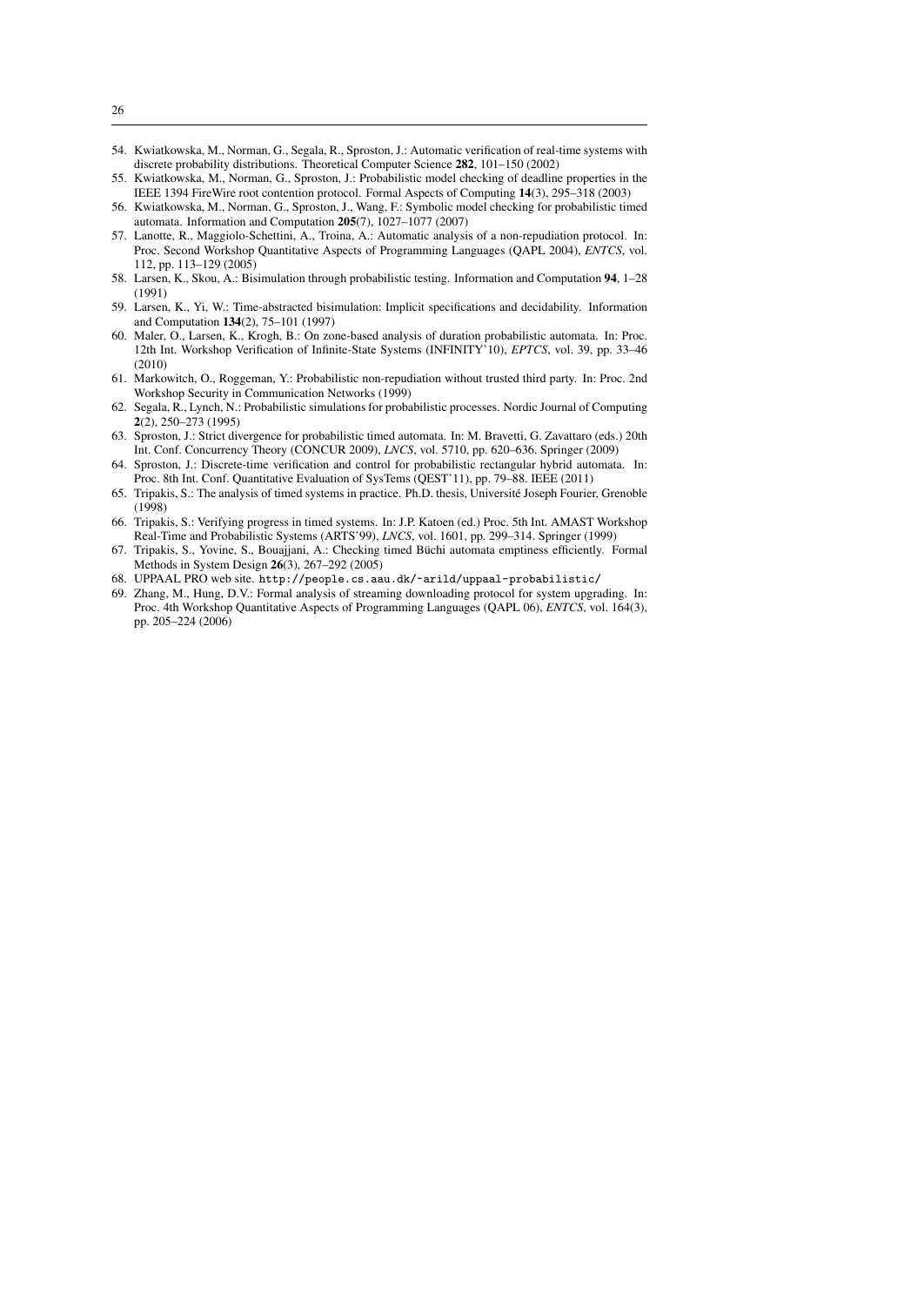54. Kwiatkowska, M., Norman, G., Segala, R., Sproston, J.: Automatic verification of real-time systems with discrete probability distributions. Theoretical Computer Science **282**, 101–150 (2002)
55. Kwiatkowska, M., Norman, G., Sproston, J.: Probabilistic model checking of deadline properties in the IEEE 1394 FireWire root contention protocol. Formal Aspects of Computing **14**(3), 295–318 (2003)
56. Kwiatkowska, M., Norman, G., Sproston, J., Wang, F.: Symbolic model checking for probabilistic timed automata. Information and Computation **205**(7), 1027–1077 (2007)
57. Lanotte, R., Maggiolo-Schettini, A., Troina, A.: Automatic analysis of a non-repudiation protocol. In: Proc. Second Workshop Quantitative Aspects of Programming Languages (QAPL 2004), *ENTCS*, vol. 112, pp. 113–129 (2005)
58. Larsen, K., Skou, A.: Bisimulation through probabilistic testing. Information and Computation **94**, 1–28 (1991)
59. Larsen, K., Yi, W.: Time-abstracted bisimulation: Implicit specifications and decidability. Information and Computation **134**(2), 75–101 (1997)
60. Maler, O., Larsen, K., Krogh, B.: On zone-based analysis of duration probabilistic automata. In: Proc. 12th Int. Workshop Verification of Infinite-State Systems (INFINITY'10), *EPTCS*, vol. 39, pp. 33–46 (2010)
61. Markowitch, O., Roggeman, Y.: Probabilistic non-repudiation without trusted third party. In: Proc. 2nd Workshop Security in Communication Networks (1999)
62. Segala, R., Lynch, N.: Probabilistic simulations for probabilistic processes. Nordic Journal of Computing **2**(2), 250–273 (1995)
63. Sproston, J.: Strict divergence for probabilistic timed automata. In: M. Bravetti, G. Zavattaro (eds.) 20th Int. Conf. Concurrency Theory (CONCUR 2009), *LNCS*, vol. 5710, pp. 620–636. Springer (2009)
64. Sproston, J.: Discrete-time verification and control for probabilistic rectangular hybrid automata. In: Proc. 8th Int. Conf. Quantitative Evaluation of SysTems (QEST'11), pp. 79–88. IEEE (2011)
65. Tripakis, S.: The analysis of timed systems in practice. Ph.D. thesis, Université Joseph Fourier, Grenoble (1998)
66. Tripakis, S.: Verifying progress in timed systems. In: J.P. Katoen (ed.) Proc. 5th Int. AMAST Workshop Real-Time and Probabilistic Systems (ARTS'99), *LNCS*, vol. 1601, pp. 299–314. Springer (1999)
67. Tripakis, S., Yovine, S., Bouajjani, A.: Checking timed Büchi automata emptiness efficiently. Formal Methods in System Design **26**(3), 267–292 (2005)
68. UPPAAL PRO web site. `http://people.cs.aau.dk/~arild/uppaal-probabilistic/`
69. Zhang, M., Hung, D.V.: Formal analysis of streaming downloading protocol for system upgrading. In: Proc. 4th Workshop Quantitative Aspects of Programming Languages (QAPL 06), *ENTCS*, vol. 164(3), pp. 205–224 (2006)